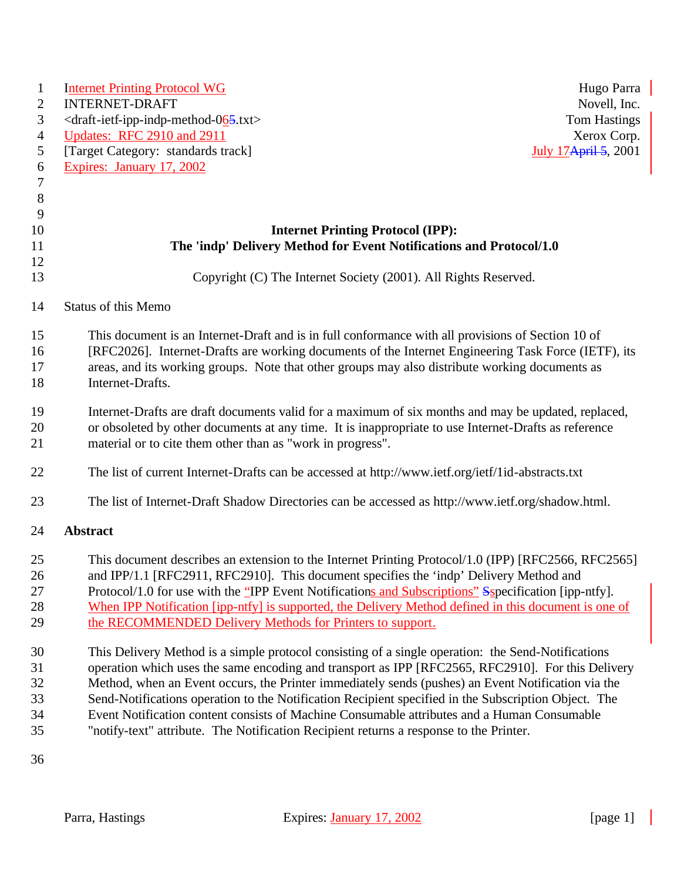Internet Printing Protocol WG
INTERNET-DRAFT
<draft-ietf-ipp-indp-method-065.txt>
Updates: RFC 2910 and 2911
[Target Category: standards track]
Expires: January 17, 2002

Hugo Parra
Novell, Inc.
Tom Hastings
Xerox Corp.
July 17April 5, 2001

# Internet Printing Protocol (IPP): The 'indp' Delivery Method for Event Notifications and Protocol/1.0

Copyright (C) The Internet Society (2001). All Rights Reserved.

Status of this Memo

This document is an Internet-Draft and is in full conformance with all provisions of Section 10 of [RFC2026]. Internet-Drafts are working documents of the Internet Engineering Task Force (IETF), its areas, and its working groups. Note that other groups may also distribute working documents as Internet-Drafts.

Internet-Drafts are draft documents valid for a maximum of six months and may be updated, replaced, or obsoleted by other documents at any time. It is inappropriate to use Internet-Drafts as reference material or to cite them other than as "work in progress".

The list of current Internet-Drafts can be accessed at http://www.ietf.org/ietf/1id-abstracts.txt

The list of Internet-Draft Shadow Directories can be accessed as http://www.ietf.org/shadow.html.

## Abstract

This document describes an extension to the Internet Printing Protocol/1.0 (IPP) [RFC2566, RFC2565] and IPP/1.1 [RFC2911, RFC2910]. This document specifies the 'indp' Delivery Method and Protocol/1.0 for use with the "IPP Event Notifications and Subscriptions" Sspecification [ipp-ntfy]. When IPP Notification [ipp-ntfy] is supported, the Delivery Method defined in this document is one of the RECOMMENDED Delivery Methods for Printers to support.

This Delivery Method is a simple protocol consisting of a single operation: the Send-Notifications operation which uses the same encoding and transport as IPP [RFC2565, RFC2910]. For this Delivery Method, when an Event occurs, the Printer immediately sends (pushes) an Event Notification via the Send-Notifications operation to the Notification Recipient specified in the Subscription Object. The Event Notification content consists of Machine Consumable attributes and a Human Consumable "notify-text" attribute. The Notification Recipient returns a response to the Printer.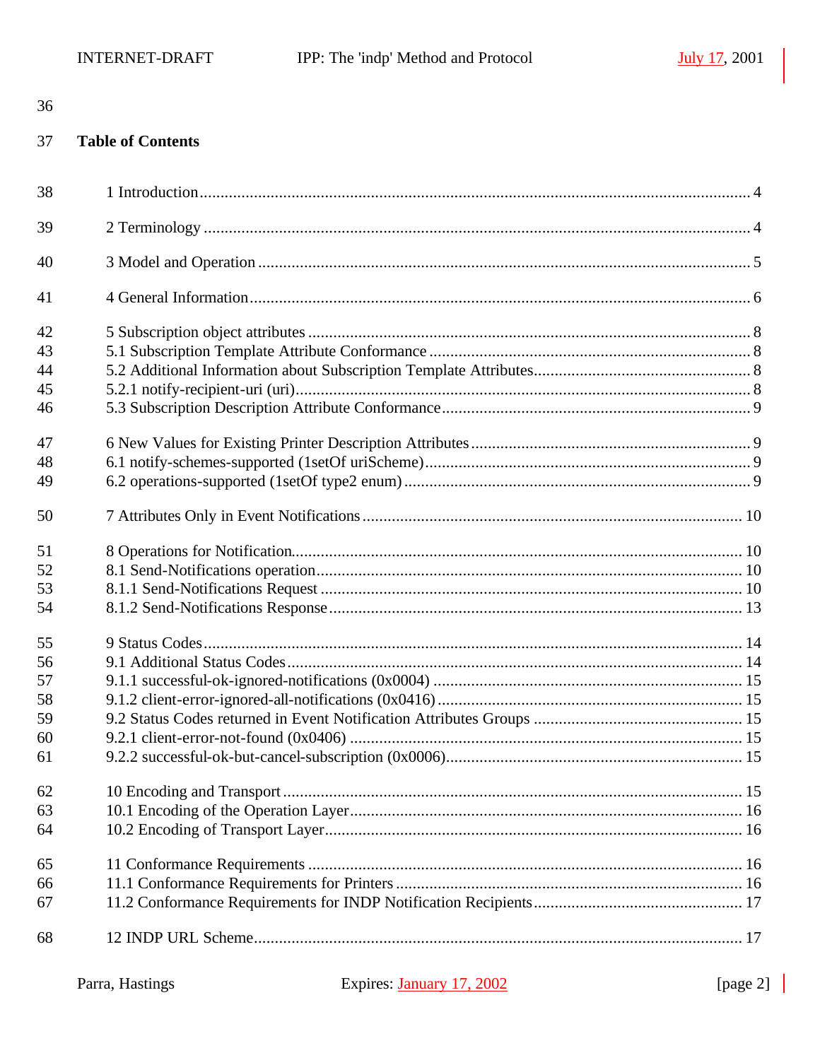## Table of Contents

1 Introduction .......... 4

2 Terminology .......... 4

3 Model and Operation .......... 5

4 General Information .......... 6

5 Subscription object attributes .......... 8
5.1 Subscription Template Attribute Conformance .......... 8
5.2 Additional Information about Subscription Template Attributes .......... 8
5.2.1 notify-recipient-uri (uri) .......... 8
5.3 Subscription Description Attribute Conformance .......... 9

6 New Values for Existing Printer Description Attributes .......... 9
6.1 notify-schemes-supported (1setOf uriScheme) .......... 9
6.2 operations-supported (1setOf type2 enum) .......... 9

7 Attributes Only in Event Notifications .......... 10

8 Operations for Notification .......... 10
8.1 Send-Notifications operation .......... 10
8.1.1 Send-Notifications Request .......... 10
8.1.2 Send-Notifications Response .......... 13

9 Status Codes .......... 14
9.1 Additional Status Codes .......... 14
9.1.1 successful-ok-ignored-notifications (0x0004) .......... 15
9.1.2 client-error-ignored-all-notifications (0x0416) .......... 15
9.2 Status Codes returned in Event Notification Attributes Groups .......... 15
9.2.1 client-error-not-found (0x0406) .......... 15
9.2.2 successful-ok-but-cancel-subscription (0x0006) .......... 15

10 Encoding and Transport .......... 15
10.1 Encoding of the Operation Layer .......... 16
10.2 Encoding of Transport Layer .......... 16

11 Conformance Requirements .......... 16
11.1 Conformance Requirements for Printers .......... 16
11.2 Conformance Requirements for INDP Notification Recipients .......... 17

12 INDP URL Scheme .......... 17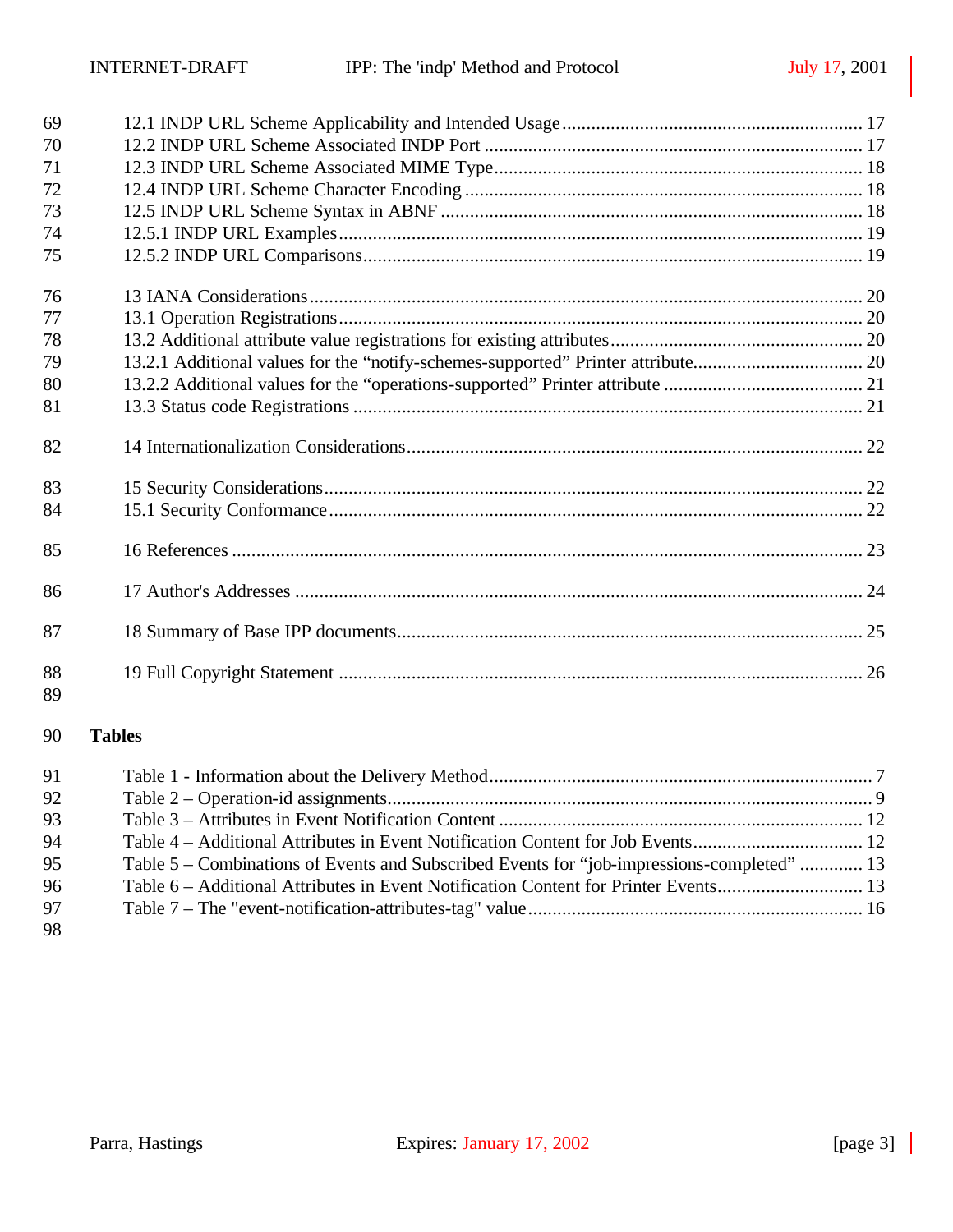69 12.1 INDP URL Scheme Applicability and Intended Usage ........................................................... 17
70 12.2 INDP URL Scheme Associated INDP Port ........................................................................... 17
71 12.3 INDP URL Scheme Associated MIME Type.......................................................................... 18
72 12.4 INDP URL Scheme Character Encoding ............................................................................... 18
73 12.5 INDP URL Scheme Syntax in ABNF .................................................................................... 18
74 12.5.1 INDP URL Examples......................................................................................................... 19
75 12.5.2 INDP URL Comparisons.................................................................................................... 19

76 13 IANA Considerations............................................................................................................... 20
77 13.1 Operation Registrations......................................................................................................... 20
78 13.2 Additional attribute value registrations for existing attributes.................................................. 20
79 13.2.1 Additional values for the “notify-schemes-supported” Printer attribute.................................. 20
80 13.2.2 Additional values for the “operations-supported” Printer attribute ........................................ 21
81 13.3 Status code Registrations ...................................................................................................... 21

82 14 Internationalization Considerations........................................................................................... 22

83 15 Security Considerations............................................................................................................ 22
84 15.1 Security Conformance........................................................................................................... 22

85 16 References .............................................................................................................................. 23

86 17 Author's Addresses .................................................................................................................. 24

87 18 Summary of Base IPP documents............................................................................................. 25

88 19 Full Copyright Statement ......................................................................................................... 26
89

90 **Tables**

91 Table 1 - Information about the Delivery Method............................................................................. 7
92 Table 2 – Operation-id assignments.................................................................................................. 9
93 Table 3 – Attributes in Event Notification Content ......................................................................... 12
94 Table 4 – Additional Attributes in Event Notification Content for Job Events.................................. 12
95 Table 5 – Combinations of Events and Subscribed Events for “job-impressions-completed” ............ 13
96 Table 6 – Additional Attributes in Event Notification Content for Printer Events............................. 13
97 Table 7 – The "event-notification-attributes-tag" value................................................................... 16
98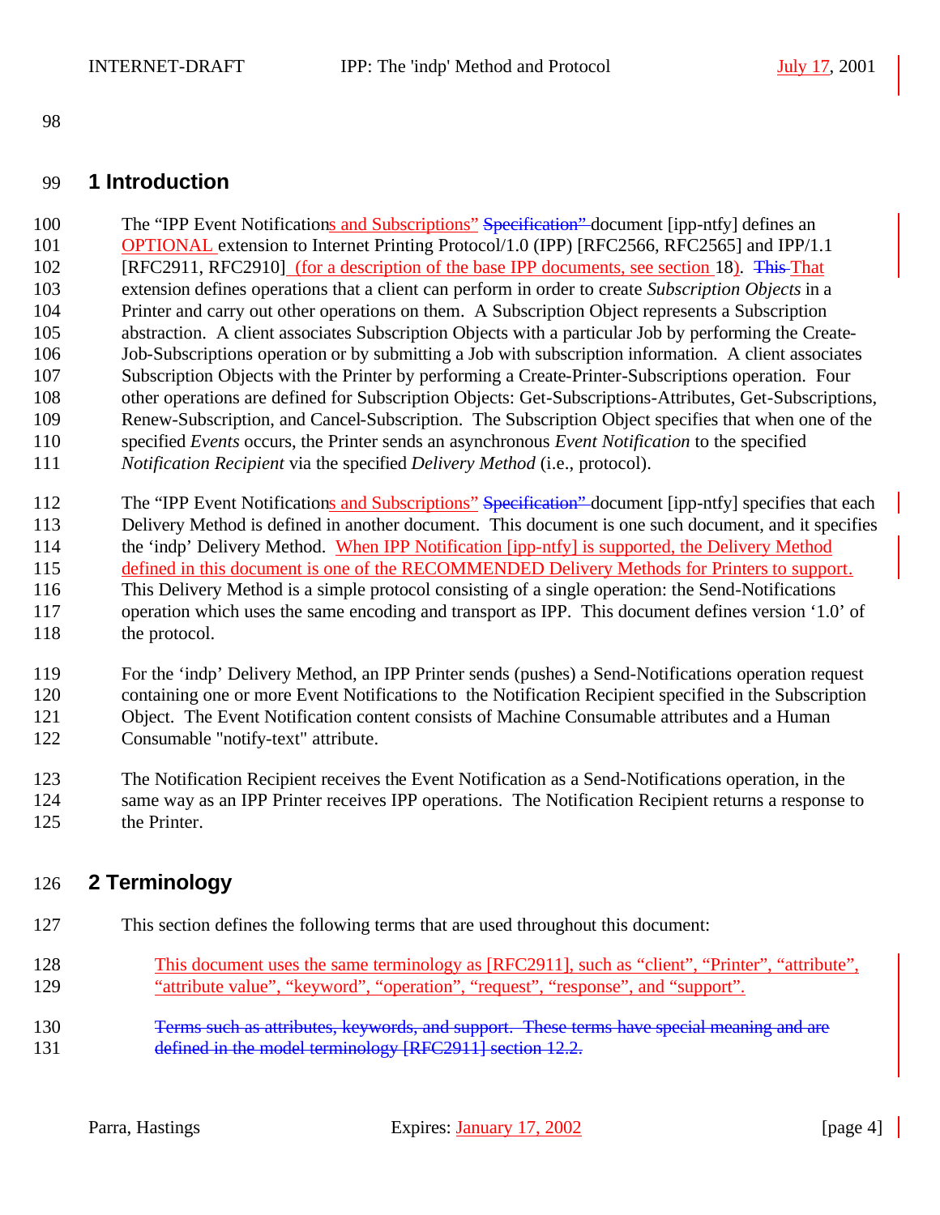# 1 Introduction

The "IPP Event Notifications and Subscriptions" ~~Specification"~~ document [ipp-ntfy] defines an OPTIONAL extension to Internet Printing Protocol/1.0 (IPP) [RFC2566, RFC2565] and IPP/1.1 [RFC2911, RFC2910] (for a description of the base IPP documents, see section 18). ~~This~~ That extension defines operations that a client can perform in order to create *Subscription Objects* in a Printer and carry out other operations on them. A Subscription Object represents a Subscription abstraction. A client associates Subscription Objects with a particular Job by performing the Create-Job-Subscriptions operation or by submitting a Job with subscription information. A client associates Subscription Objects with the Printer by performing a Create-Printer-Subscriptions operation. Four other operations are defined for Subscription Objects: Get-Subscriptions-Attributes, Get-Subscriptions, Renew-Subscription, and Cancel-Subscription. The Subscription Object specifies that when one of the specified *Events* occurs, the Printer sends an asynchronous *Event Notification* to the specified *Notification Recipient* via the specified *Delivery Method* (i.e., protocol).

The "IPP Event Notifications and Subscriptions" ~~Specification"~~ document [ipp-ntfy] specifies that each Delivery Method is defined in another document. This document is one such document, and it specifies the 'indp' Delivery Method. When IPP Notification [ipp-ntfy] is supported, the Delivery Method defined in this document is one of the RECOMMENDED Delivery Methods for Printers to support. This Delivery Method is a simple protocol consisting of a single operation: the Send-Notifications operation which uses the same encoding and transport as IPP. This document defines version '1.0' of the protocol.

For the 'indp' Delivery Method, an IPP Printer sends (pushes) a Send-Notifications operation request containing one or more Event Notifications to the Notification Recipient specified in the Subscription Object. The Event Notification content consists of Machine Consumable attributes and a Human Consumable "notify-text" attribute.

The Notification Recipient receives the Event Notification as a Send-Notifications operation, in the same way as an IPP Printer receives IPP operations. The Notification Recipient returns a response to the Printer.

# 2 Terminology

This section defines the following terms that are used throughout this document:

This document uses the same terminology as [RFC2911], such as "client", "Printer", "attribute", "attribute value", "keyword", "operation", "request", "response", and "support".

~~Terms such as attributes, keywords, and support. These terms have special meaning and are defined in the model terminology [RFC2911] section 12.2.~~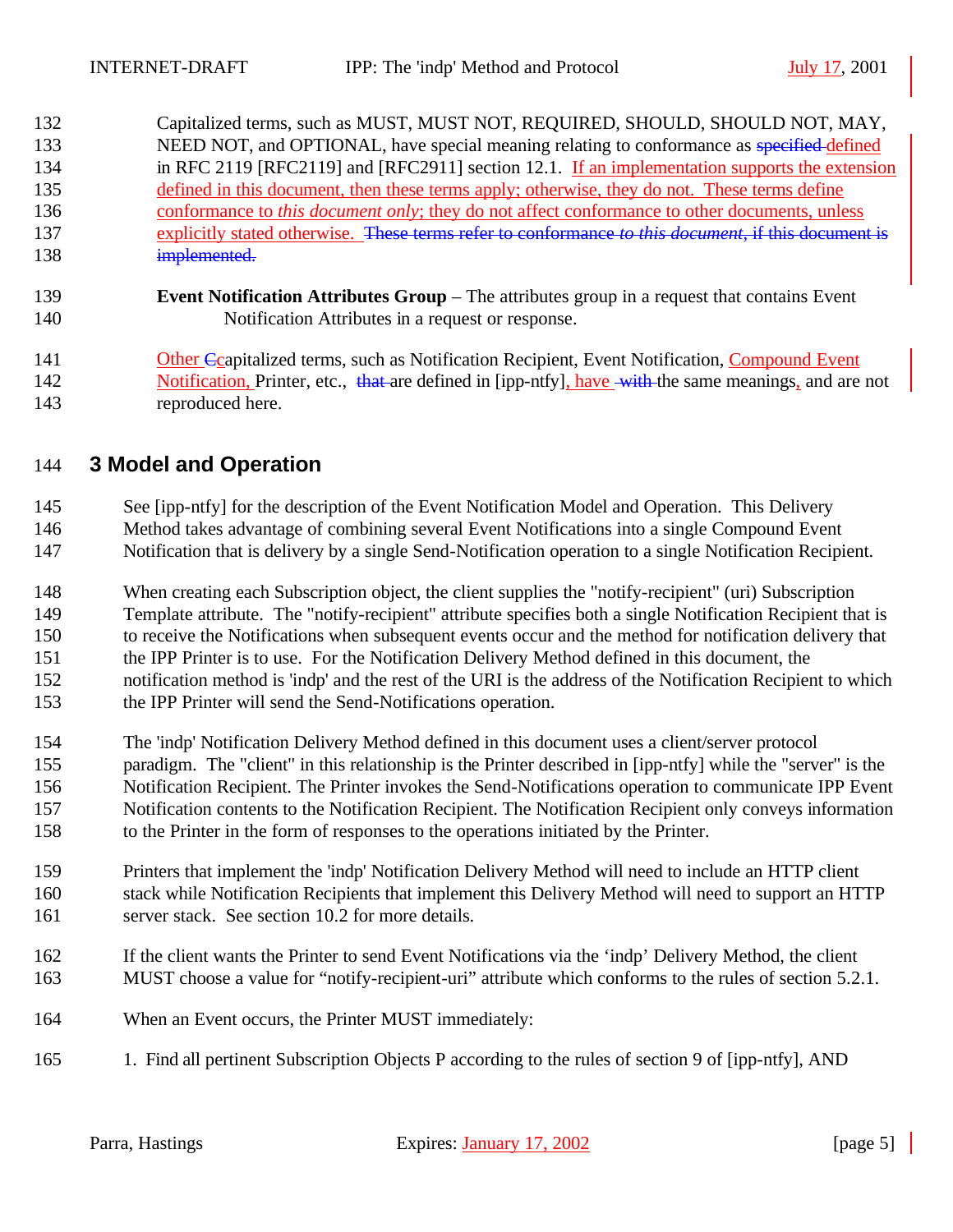Capitalized terms, such as MUST, MUST NOT, REQUIRED, SHOULD, SHOULD NOT, MAY, NEED NOT, and OPTIONAL, have special meaning relating to conformance as ~~specified~~ defined in RFC 2119 [RFC2119] and [RFC2911] section 12.1. If an implementation supports the extension defined in this document, then these terms apply; otherwise, they do not. These terms define conformance to *this document only*; they do not affect conformance to other documents, unless explicitly stated otherwise. ~~These terms refer to conformance *to this document*, if this document is implemented.~~

**Event Notification Attributes Group** – The attributes group in a request that contains Event Notification Attributes in a request or response.

Other ~~C~~capitalized terms, such as Notification Recipient, Event Notification, Compound Event Notification, Printer, etc., ~~that~~ are defined in [ipp-ntfy], have ~~with~~ the same meanings, and are not reproduced here.

# 3 Model and Operation

See [ipp-ntfy] for the description of the Event Notification Model and Operation. This Delivery Method takes advantage of combining several Event Notifications into a single Compound Event Notification that is delivery by a single Send-Notification operation to a single Notification Recipient.

When creating each Subscription object, the client supplies the "notify-recipient" (uri) Subscription Template attribute. The "notify-recipient" attribute specifies both a single Notification Recipient that is to receive the Notifications when subsequent events occur and the method for notification delivery that the IPP Printer is to use. For the Notification Delivery Method defined in this document, the notification method is 'indp' and the rest of the URI is the address of the Notification Recipient to which the IPP Printer will send the Send-Notifications operation.

The 'indp' Notification Delivery Method defined in this document uses a client/server protocol paradigm. The "client" in this relationship is the Printer described in [ipp-ntfy] while the "server" is the Notification Recipient. The Printer invokes the Send-Notifications operation to communicate IPP Event Notification contents to the Notification Recipient. The Notification Recipient only conveys information to the Printer in the form of responses to the operations initiated by the Printer.

Printers that implement the 'indp' Notification Delivery Method will need to include an HTTP client stack while Notification Recipients that implement this Delivery Method will need to support an HTTP server stack. See section 10.2 for more details.

If the client wants the Printer to send Event Notifications via the 'indp' Delivery Method, the client MUST choose a value for "notify-recipient-uri" attribute which conforms to the rules of section 5.2.1.

When an Event occurs, the Printer MUST immediately:

1. Find all pertinent Subscription Objects P according to the rules of section 9 of [ipp-ntfy], AND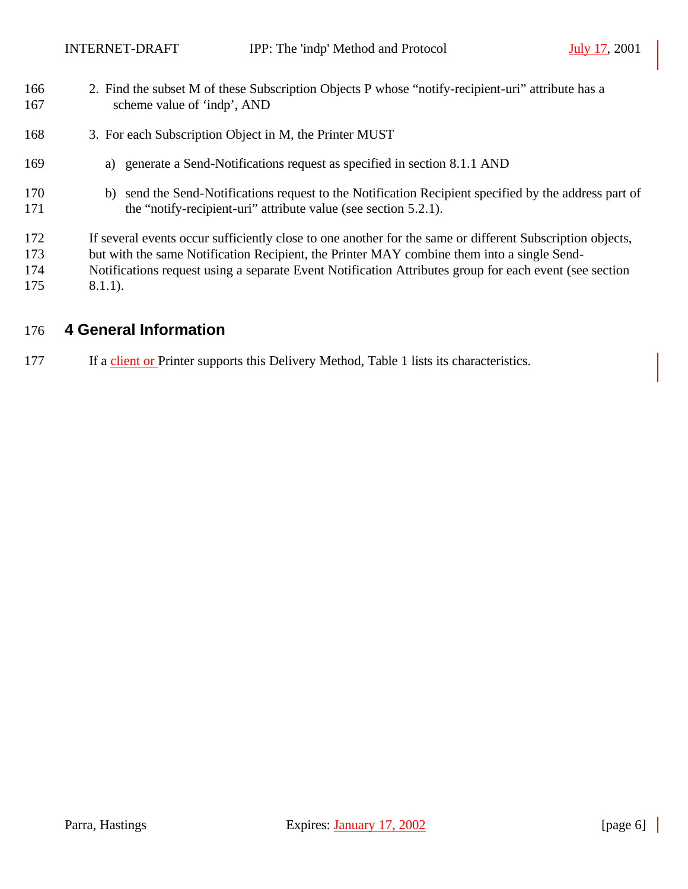2. Find the subset M of these Subscription Objects P whose "notify-recipient-uri" attribute has a scheme value of 'indp', AND

3. For each Subscription Object in M, the Printer MUST

   a) generate a Send-Notifications request as specified in section 8.1.1 AND

   b) send the Send-Notifications request to the Notification Recipient specified by the address part of the "notify-recipient-uri" attribute value (see section 5.2.1).

If several events occur sufficiently close to one another for the same or different Subscription objects, but with the same Notification Recipient, the Printer MAY combine them into a single Send-Notifications request using a separate Event Notification Attributes group for each event (see section 8.1.1).

# 4 General Information

If a client or Printer supports this Delivery Method, Table 1 lists its characteristics.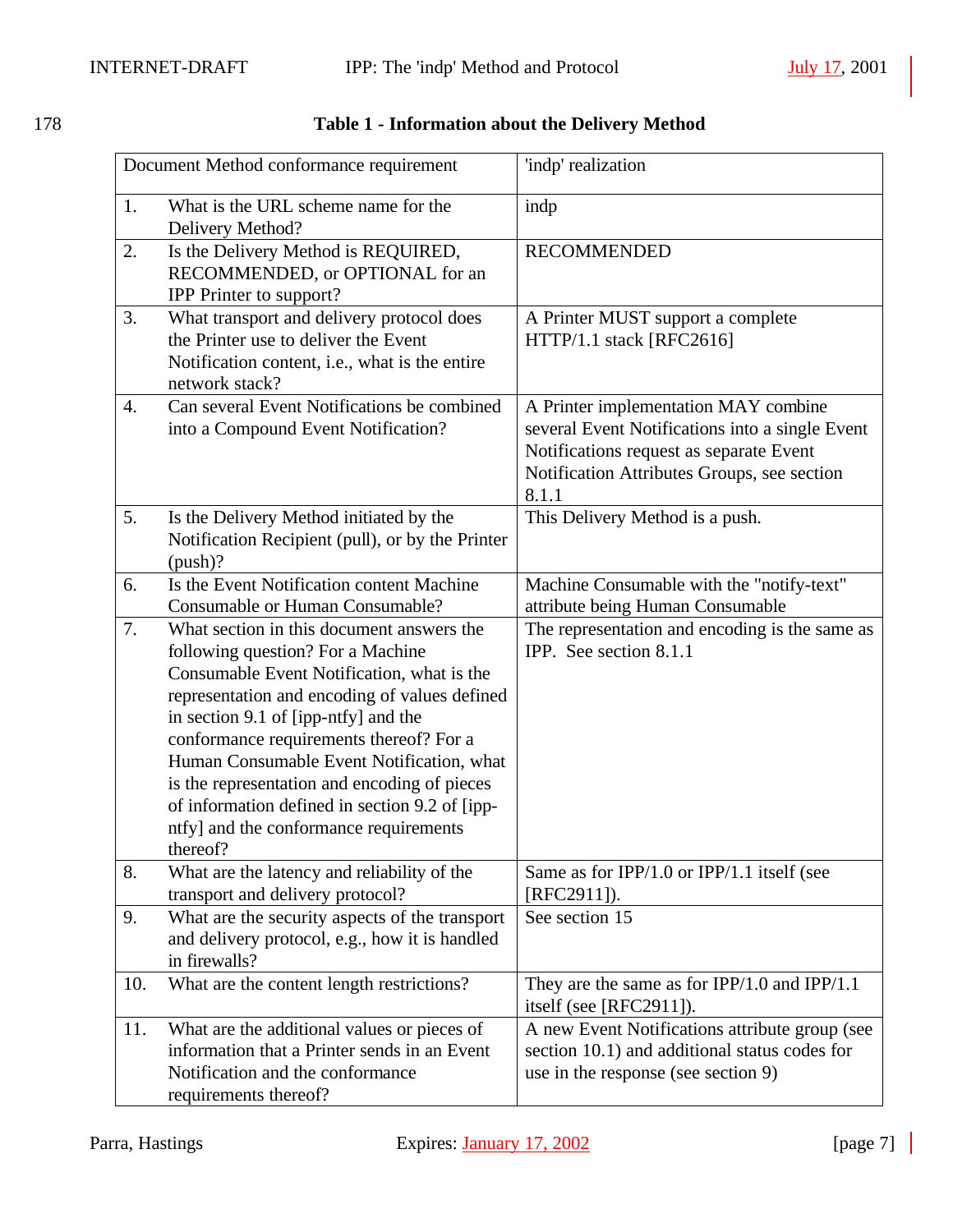178 **Table 1 - Information about the Delivery Method**

| Document Method conformance requirement | 'indp' realization |
|---|---|
| 1. What is the URL scheme name for the Delivery Method? | indp |
| 2. Is the Delivery Method is REQUIRED, RECOMMENDED, or OPTIONAL for an IPP Printer to support? | RECOMMENDED |
| 3. What transport and delivery protocol does the Printer use to deliver the Event Notification content, i.e., what is the entire network stack? | A Printer MUST support a complete HTTP/1.1 stack [RFC2616] |
| 4. Can several Event Notifications be combined into a Compound Event Notification? | A Printer implementation MAY combine several Event Notifications into a single Event Notifications request as separate Event Notification Attributes Groups, see section 8.1.1 |
| 5. Is the Delivery Method initiated by the Notification Recipient (pull), or by the Printer (push)? | This Delivery Method is a push. |
| 6. Is the Event Notification content Machine Consumable or Human Consumable? | Machine Consumable with the "notify-text" attribute being Human Consumable |
| 7. What section in this document answers the following question? For a Machine Consumable Event Notification, what is the representation and encoding of values defined in section 9.1 of [ipp-ntfy] and the conformance requirements thereof? For a Human Consumable Event Notification, what is the representation and encoding of pieces of information defined in section 9.2 of [ipp-ntfy] and the conformance requirements thereof? | The representation and encoding is the same as IPP. See section 8.1.1 |
| 8. What are the latency and reliability of the transport and delivery protocol? | Same as for IPP/1.0 or IPP/1.1 itself (see [RFC2911]). |
| 9. What are the security aspects of the transport and delivery protocol, e.g., how it is handled in firewalls? | See section 15 |
| 10. What are the content length restrictions? | They are the same as for IPP/1.0 and IPP/1.1 itself (see [RFC2911]). |
| 11. What are the additional values or pieces of information that a Printer sends in an Event Notification and the conformance requirements thereof? | A new Event Notifications attribute group (see section 10.1) and additional status codes for use in the response (see section 9) |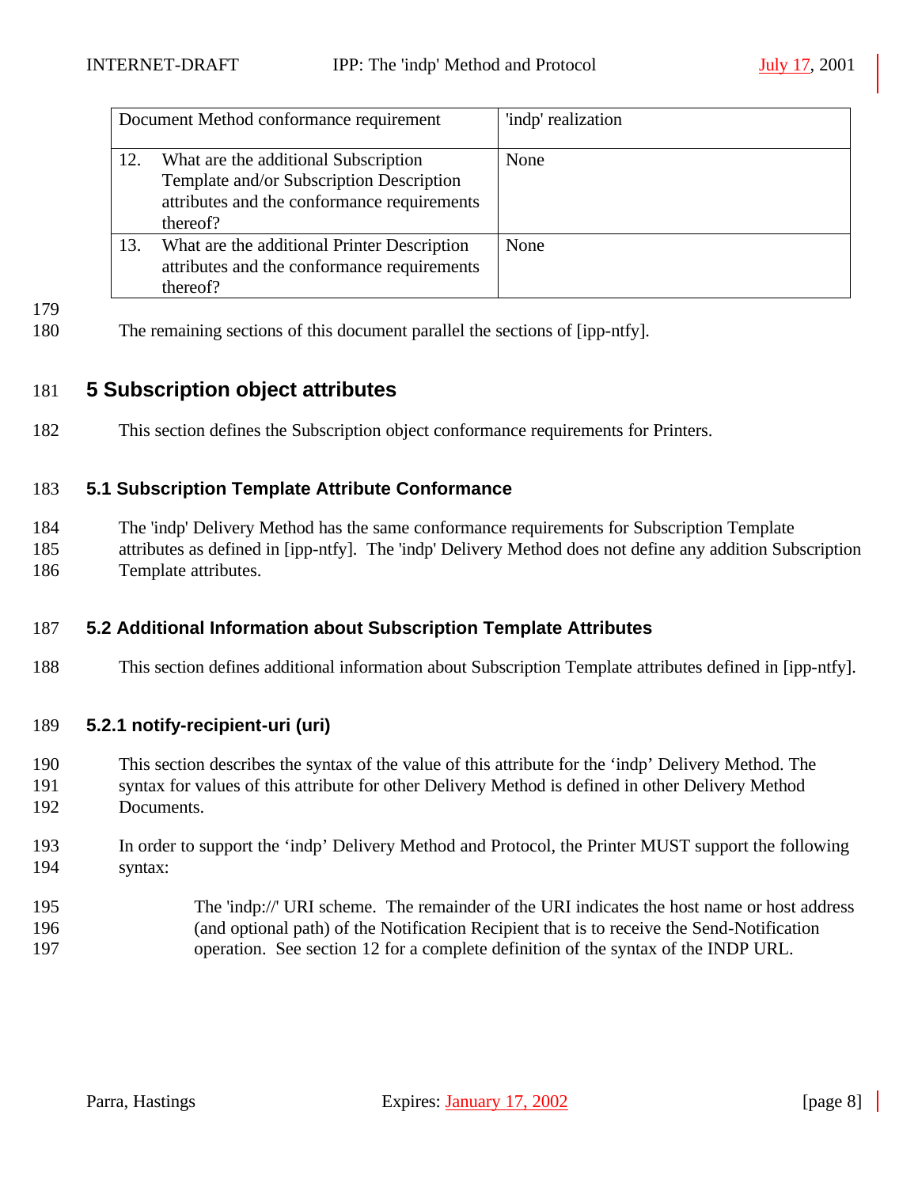| Document Method conformance requirement | 'indp' realization |
| --- | --- |
| 12. What are the additional Subscription Template and/or Subscription Description attributes and the conformance requirements thereof? | None |
| 13. What are the additional Printer Description attributes and the conformance requirements thereof? | None |

The remaining sections of this document parallel the sections of [ipp-ntfy].

# 5 Subscription object attributes

This section defines the Subscription object conformance requirements for Printers.

## 5.1 Subscription Template Attribute Conformance

The 'indp' Delivery Method has the same conformance requirements for Subscription Template attributes as defined in [ipp-ntfy]. The 'indp' Delivery Method does not define any addition Subscription Template attributes.

## 5.2 Additional Information about Subscription Template Attributes

This section defines additional information about Subscription Template attributes defined in [ipp-ntfy].

### 5.2.1 notify-recipient-uri (uri)

This section describes the syntax of the value of this attribute for the 'indp' Delivery Method. The syntax for values of this attribute for other Delivery Method is defined in other Delivery Method Documents.

In order to support the 'indp' Delivery Method and Protocol, the Printer MUST support the following syntax:

> The 'indp://' URI scheme. The remainder of the URI indicates the host name or host address (and optional path) of the Notification Recipient that is to receive the Send-Notification operation. See section 12 for a complete definition of the syntax of the INDP URL.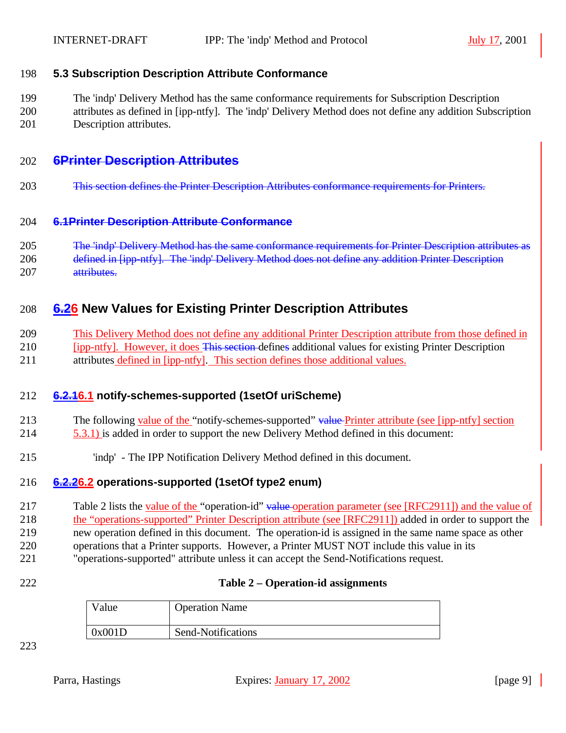### 5.3 Subscription Description Attribute Conformance

The 'indp' Delivery Method has the same conformance requirements for Subscription Description attributes as defined in [ipp-ntfy]. The 'indp' Delivery Method does not define any addition Subscription Description attributes.

## ~~6Printer Description Attributes~~

~~This section defines the Printer Description Attributes conformance requirements for Printers.~~

### ~~6.1Printer Description Attribute Conformance~~

~~The 'indp' Delivery Method has the same conformance requirements for Printer Description attributes as defined in [ipp-ntfy]. The 'indp' Delivery Method does not define any addition Printer Description attributes.~~

## ~~6.2~~6 New Values for Existing Printer Description Attributes

This Delivery Method does not define any additional Printer Description attribute from those defined in [ipp-ntfy]. However, it does ~~This section~~ defines additional values for existing Printer Description attributes defined in [ipp-ntfy]. This section defines those additional values.

### ~~6.2.1~~6.1 notify-schemes-supported (1setOf uriScheme)

The following value of the "notify-schemes-supported" ~~value~~ Printer attribute (see [ipp-ntfy] section 5.3.1) is added in order to support the new Delivery Method defined in this document:

'indp' - The IPP Notification Delivery Method defined in this document.

### ~~6.2.2~~6.2 operations-supported (1setOf type2 enum)

Table 2 lists the value of the "operation-id" ~~value~~ operation parameter (see [RFC2911]) and the value of the "operations-supported" Printer Description attribute (see [RFC2911]) added in order to support the new operation defined in this document. The operation-id is assigned in the same name space as other operations that a Printer supports. However, a Printer MUST NOT include this value in its "operations-supported" attribute unless it can accept the Send-Notifications request.

**Table 2 – Operation-id assignments**

| Value | Operation Name |
|---|---|
| 0x001D | Send-Notifications |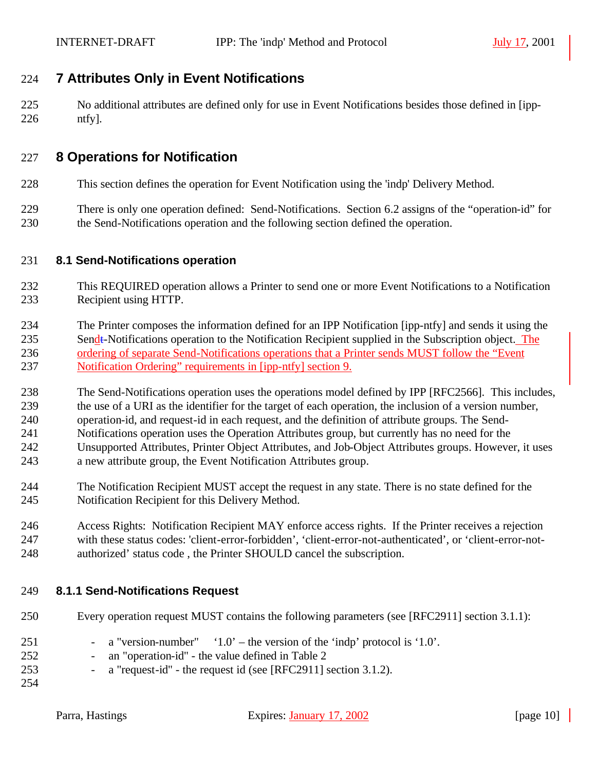# 7 Attributes Only in Event Notifications

No additional attributes are defined only for use in Event Notifications besides those defined in [ipp-ntfy].

# 8 Operations for Notification

This section defines the operation for Event Notification using the 'indp' Delivery Method.

There is only one operation defined: Send-Notifications. Section 6.2 assigns of the “operation-id” for the Send-Notifications operation and the following section defined the operation.

## 8.1 Send-Notifications operation

This REQUIRED operation allows a Printer to send one or more Event Notifications to a Notification Recipient using HTTP.

The Printer composes the information defined for an IPP Notification [ipp-ntfy] and sends it using the Send-Notifications operation to the Notification Recipient supplied in the Subscription object. The ordering of separate Send-Notifications operations that a Printer sends MUST follow the “Event Notification Ordering” requirements in [ipp-ntfy] section 9.

The Send-Notifications operation uses the operations model defined by IPP [RFC2566]. This includes, the use of a URI as the identifier for the target of each operation, the inclusion of a version number, operation-id, and request-id in each request, and the definition of attribute groups. The Send-Notifications operation uses the Operation Attributes group, but currently has no need for the Unsupported Attributes, Printer Object Attributes, and Job-Object Attributes groups. However, it uses a new attribute group, the Event Notification Attributes group.

The Notification Recipient MUST accept the request in any state. There is no state defined for the Notification Recipient for this Delivery Method.

Access Rights: Notification Recipient MAY enforce access rights. If the Printer receives a rejection with these status codes: 'client-error-forbidden', ‘client-error-not-authenticated’, or ‘client-error-not-authorized’ status code , the Printer SHOULD cancel the subscription.

### 8.1.1 Send-Notifications Request

Every operation request MUST contains the following parameters (see [RFC2911] section 3.1.1):

- a "version-number" ‘1.0’ – the version of the ‘indp’ protocol is ‘1.0’.
- an "operation-id" - the value defined in Table 2
- a "request-id" - the request id (see [RFC2911] section 3.1.2).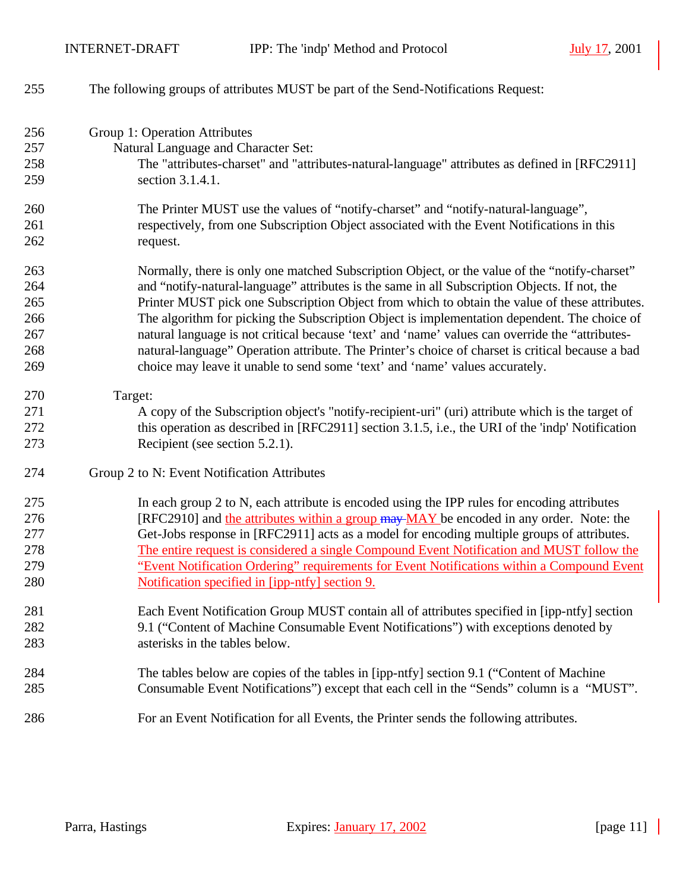The following groups of attributes MUST be part of the Send-Notifications Request:

Group 1: Operation Attributes

Natural Language and Character Set:

The "attributes-charset" and "attributes-natural-language" attributes as defined in [RFC2911] section 3.1.4.1.

The Printer MUST use the values of “notify-charset” and “notify-natural-language”, respectively, from one Subscription Object associated with the Event Notifications in this request.

Normally, there is only one matched Subscription Object, or the value of the “notify-charset” and “notify-natural-language” attributes is the same in all Subscription Objects. If not, the Printer MUST pick one Subscription Object from which to obtain the value of these attributes. The algorithm for picking the Subscription Object is implementation dependent. The choice of natural language is not critical because ‘text’ and ‘name’ values can override the “attributes-natural-language” Operation attribute. The Printer’s choice of charset is critical because a bad choice may leave it unable to send some ‘text’ and ‘name’ values accurately.

Target:

A copy of the Subscription object's "notify-recipient-uri" (uri) attribute which is the target of this operation as described in [RFC2911] section 3.1.5, i.e., the URI of the 'indp' Notification Recipient (see section 5.2.1).

Group 2 to N: Event Notification Attributes

In each group 2 to N, each attribute is encoded using the IPP rules for encoding attributes [RFC2910] and the attributes within a group ~~may~~ MAY be encoded in any order. Note: the Get-Jobs response in [RFC2911] acts as a model for encoding multiple groups of attributes. The entire request is considered a single Compound Event Notification and MUST follow the “Event Notification Ordering” requirements for Event Notifications within a Compound Event Notification specified in [ipp-ntfy] section 9.

Each Event Notification Group MUST contain all of attributes specified in [ipp-ntfy] section 9.1 (“Content of Machine Consumable Event Notifications”) with exceptions denoted by asterisks in the tables below.

The tables below are copies of the tables in [ipp-ntfy] section 9.1 (“Content of Machine Consumable Event Notifications”) except that each cell in the “Sends” column is a “MUST”.

For an Event Notification for all Events, the Printer sends the following attributes.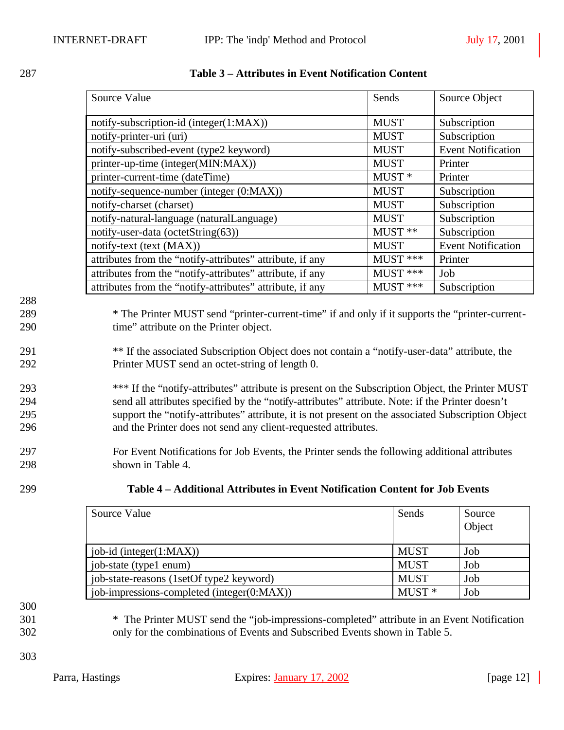**Table 3 – Attributes in Event Notification Content**

| Source Value | Sends | Source Object |
|---|---|---|
| notify-subscription-id (integer(1:MAX)) | MUST | Subscription |
| notify-printer-uri (uri) | MUST | Subscription |
| notify-subscribed-event (type2 keyword) | MUST | Event Notification |
| printer-up-time (integer(MIN:MAX)) | MUST | Printer |
| printer-current-time (dateTime) | MUST * | Printer |
| notify-sequence-number (integer (0:MAX)) | MUST | Subscription |
| notify-charset (charset) | MUST | Subscription |
| notify-natural-language (naturalLanguage) | MUST | Subscription |
| notify-user-data (octetString(63)) | MUST ** | Subscription |
| notify-text (text (MAX)) | MUST | Event Notification |
| attributes from the “notify-attributes” attribute, if any | MUST *** | Printer |
| attributes from the “notify-attributes” attribute, if any | MUST *** | Job |
| attributes from the “notify-attributes” attribute, if any | MUST *** | Subscription |

* The Printer MUST send “printer-current-time” if and only if it supports the “printer-current-time” attribute on the Printer object.

** If the associated Subscription Object does not contain a “notify-user-data” attribute, the Printer MUST send an octet-string of length 0.

*** If the “notify-attributes” attribute is present on the Subscription Object, the Printer MUST send all attributes specified by the “notify-attributes” attribute. Note: if the Printer doesn’t support the “notify-attributes” attribute, it is not present on the associated Subscription Object and the Printer does not send any client-requested attributes.

For Event Notifications for Job Events, the Printer sends the following additional attributes shown in Table 4.

**Table 4 – Additional Attributes in Event Notification Content for Job Events**

| Source Value | Sends | Source Object |
|---|---|---|
| job-id (integer(1:MAX)) | MUST | Job |
| job-state (type1 enum) | MUST | Job |
| job-state-reasons (1setOf type2 keyword) | MUST | Job |
| job-impressions-completed (integer(0:MAX)) | MUST * | Job |

* The Printer MUST send the “job-impressions-completed” attribute in an Event Notification only for the combinations of Events and Subscribed Events shown in Table 5.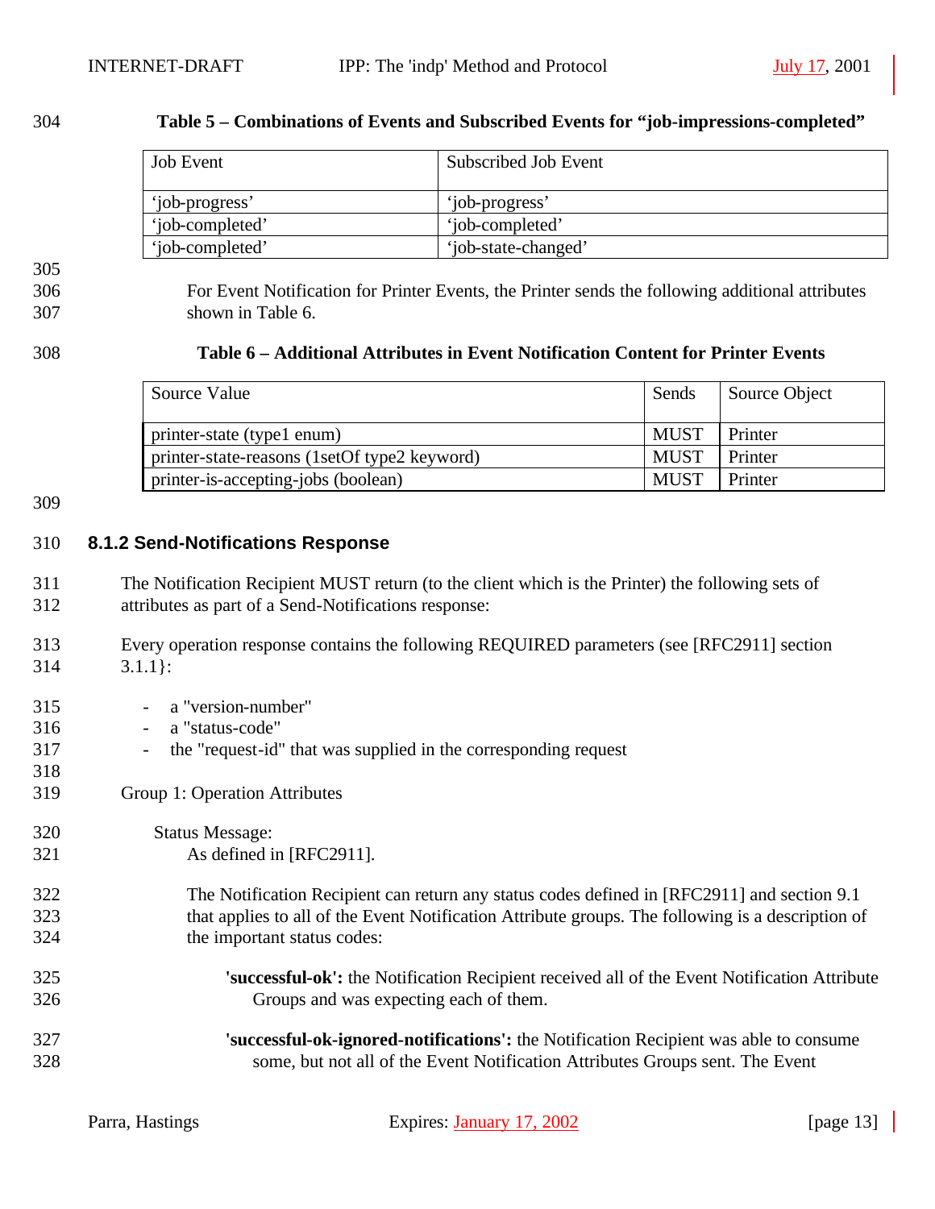**Table 5 – Combinations of Events and Subscribed Events for “job-impressions-completed”**

| Job Event | Subscribed Job Event |
| --- | --- |
| ‘job-progress’ | ‘job-progress’ |
| ‘job-completed’ | ‘job-completed’ |
| ‘job-completed’ | ‘job-state-changed’ |

For Event Notification for Printer Events, the Printer sends the following additional attributes shown in Table 6.

**Table 6 – Additional Attributes in Event Notification Content for Printer Events**

| Source Value | Sends | Source Object |
| --- | --- | --- |
| printer-state (type1 enum) | MUST | Printer |
| printer-state-reasons (1setOf type2 keyword) | MUST | Printer |
| printer-is-accepting-jobs (boolean) | MUST | Printer |

### 8.1.2 Send-Notifications Response

The Notification Recipient MUST return (to the client which is the Printer) the following sets of attributes as part of a Send-Notifications response:

Every operation response contains the following REQUIRED parameters (see [RFC2911] section 3.1.1}:

- a "version-number"
- a "status-code"
- the "request-id" that was supplied in the corresponding request

Group 1: Operation Attributes

Status Message:
As defined in [RFC2911].

The Notification Recipient can return any status codes defined in [RFC2911] and section 9.1 that applies to all of the Event Notification Attribute groups. The following is a description of the important status codes:

**'successful-ok':** the Notification Recipient received all of the Event Notification Attribute Groups and was expecting each of them.

**'successful-ok-ignored-notifications':** the Notification Recipient was able to consume some, but not all of the Event Notification Attributes Groups sent. The Event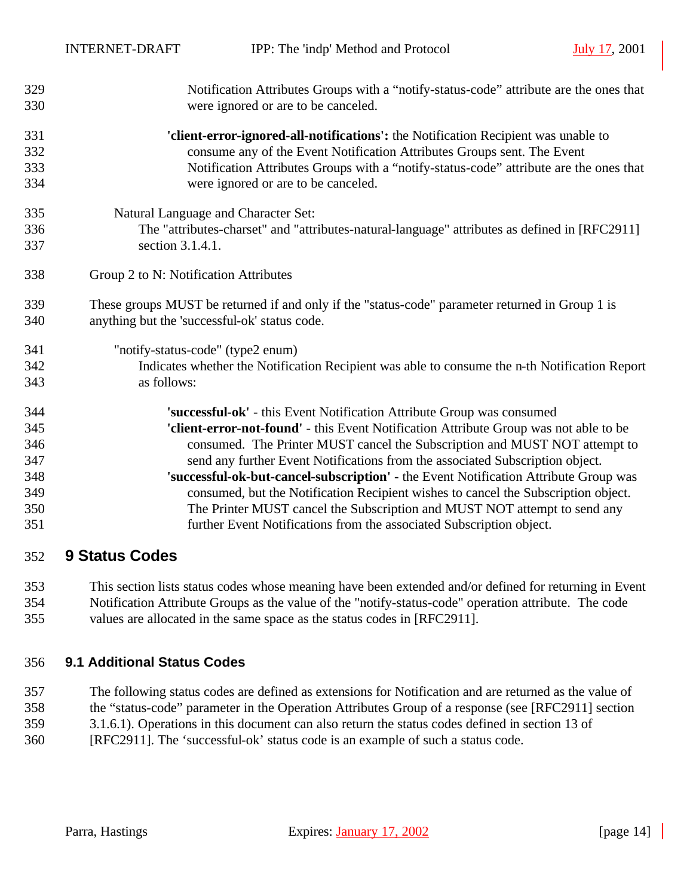Notification Attributes Groups with a “notify-status-code” attribute are the ones that were ignored or are to be canceled.

**'client-error-ignored-all-notifications':** the Notification Recipient was unable to consume any of the Event Notification Attributes Groups sent. The Event Notification Attributes Groups with a “notify-status-code” attribute are the ones that were ignored or are to be canceled.

Natural Language and Character Set:

The "attributes-charset" and "attributes-natural-language" attributes as defined in [RFC2911] section 3.1.4.1.

Group 2 to N: Notification Attributes

These groups MUST be returned if and only if the "status-code" parameter returned in Group 1 is anything but the 'successful-ok' status code.

"notify-status-code" (type2 enum)

Indicates whether the Notification Recipient was able to consume the n-th Notification Report as follows:

**'successful-ok'** - this Event Notification Attribute Group was consumed

**'client-error-not-found'** - this Event Notification Attribute Group was not able to be consumed. The Printer MUST cancel the Subscription and MUST NOT attempt to send any further Event Notifications from the associated Subscription object.

**'successful-ok-but-cancel-subscription'** - the Event Notification Attribute Group was consumed, but the Notification Recipient wishes to cancel the Subscription object. The Printer MUST cancel the Subscription and MUST NOT attempt to send any further Event Notifications from the associated Subscription object.

# 9 Status Codes

This section lists status codes whose meaning have been extended and/or defined for returning in Event Notification Attribute Groups as the value of the "notify-status-code" operation attribute. The code values are allocated in the same space as the status codes in [RFC2911].

## 9.1 Additional Status Codes

The following status codes are defined as extensions for Notification and are returned as the value of the “status-code” parameter in the Operation Attributes Group of a response (see [RFC2911] section 3.1.6.1). Operations in this document can also return the status codes defined in section 13 of [RFC2911]. The ‘successful-ok’ status code is an example of such a status code.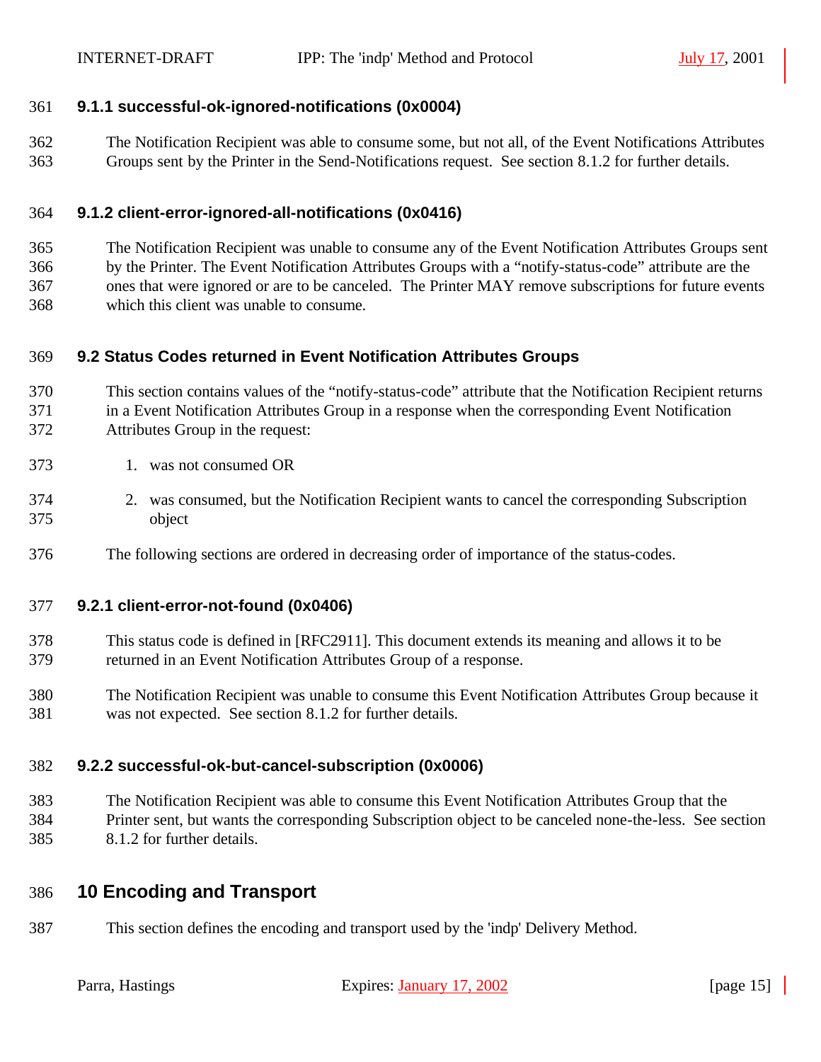### 9.1.1 successful-ok-ignored-notifications (0x0004)

The Notification Recipient was able to consume some, but not all, of the Event Notifications Attributes Groups sent by the Printer in the Send-Notifications request. See section 8.1.2 for further details.

### 9.1.2 client-error-ignored-all-notifications (0x0416)

The Notification Recipient was unable to consume any of the Event Notification Attributes Groups sent by the Printer. The Event Notification Attributes Groups with a “notify-status-code” attribute are the ones that were ignored or are to be canceled. The Printer MAY remove subscriptions for future events which this client was unable to consume.

## 9.2 Status Codes returned in Event Notification Attributes Groups

This section contains values of the “notify-status-code” attribute that the Notification Recipient returns in a Event Notification Attributes Group in a response when the corresponding Event Notification Attributes Group in the request:

1. was not consumed OR
2. was consumed, but the Notification Recipient wants to cancel the corresponding Subscription object

The following sections are ordered in decreasing order of importance of the status-codes.

### 9.2.1 client-error-not-found (0x0406)

This status code is defined in [RFC2911]. This document extends its meaning and allows it to be returned in an Event Notification Attributes Group of a response.

The Notification Recipient was unable to consume this Event Notification Attributes Group because it was not expected. See section 8.1.2 for further details.

### 9.2.2 successful-ok-but-cancel-subscription (0x0006)

The Notification Recipient was able to consume this Event Notification Attributes Group that the Printer sent, but wants the corresponding Subscription object to be canceled none-the-less. See section 8.1.2 for further details.

# 10 Encoding and Transport

This section defines the encoding and transport used by the 'indp' Delivery Method.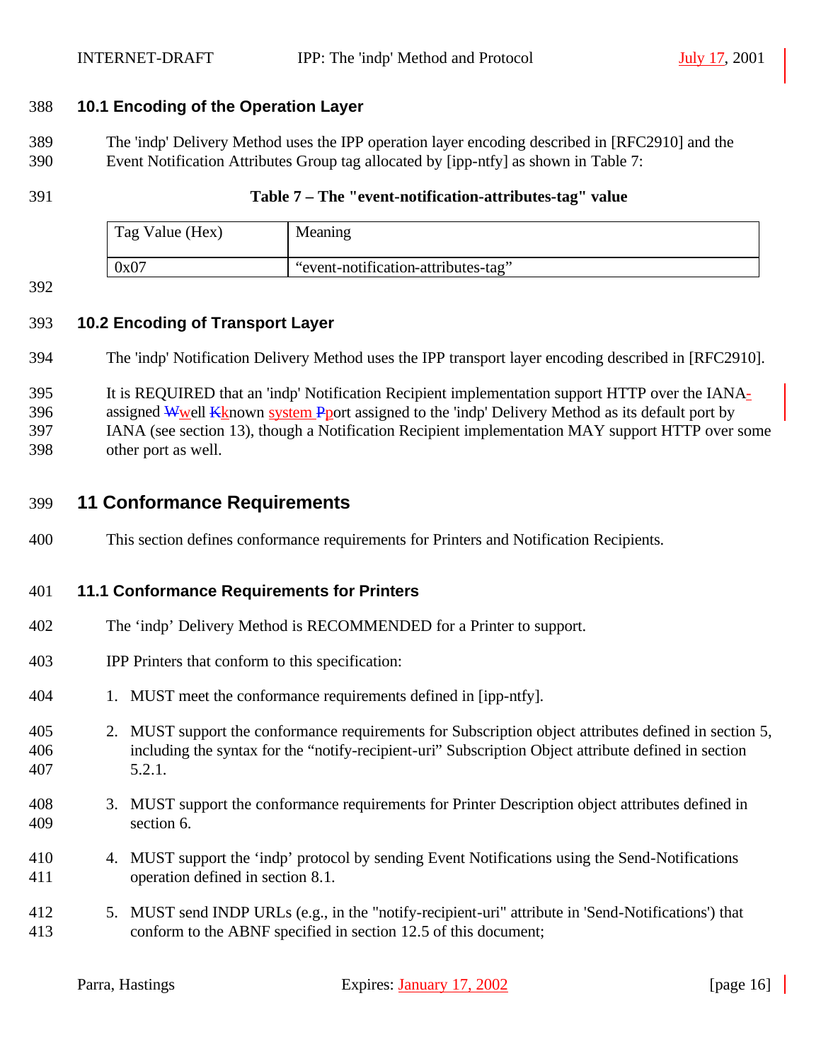### 10.1 Encoding of the Operation Layer

The 'indp' Delivery Method uses the IPP operation layer encoding described in [RFC2910] and the Event Notification Attributes Group tag allocated by [ipp-ntfy] as shown in Table 7:

**Table 7 – The "event-notification-attributes-tag" value**

| Tag Value (Hex) | Meaning |
|---|---|
| 0x07 | "event-notification-attributes-tag" |

### 10.2 Encoding of Transport Layer

The 'indp' Notification Delivery Method uses the IPP transport layer encoding described in [RFC2910].

It is REQUIRED that an 'indp' Notification Recipient implementation support HTTP over the IANA-assigned well known system port assigned to the 'indp' Delivery Method as its default port by IANA (see section 13), though a Notification Recipient implementation MAY support HTTP over some other port as well.

## 11 Conformance Requirements

This section defines conformance requirements for Printers and Notification Recipients.

### 11.1 Conformance Requirements for Printers

The 'indp' Delivery Method is RECOMMENDED for a Printer to support.

IPP Printers that conform to this specification:

1. MUST meet the conformance requirements defined in [ipp-ntfy].
2. MUST support the conformance requirements for Subscription object attributes defined in section 5, including the syntax for the "notify-recipient-uri" Subscription Object attribute defined in section 5.2.1.
3. MUST support the conformance requirements for Printer Description object attributes defined in section 6.
4. MUST support the 'indp' protocol by sending Event Notifications using the Send-Notifications operation defined in section 8.1.
5. MUST send INDP URLs (e.g., in the "notify-recipient-uri" attribute in 'Send-Notifications') that conform to the ABNF specified in section 12.5 of this document;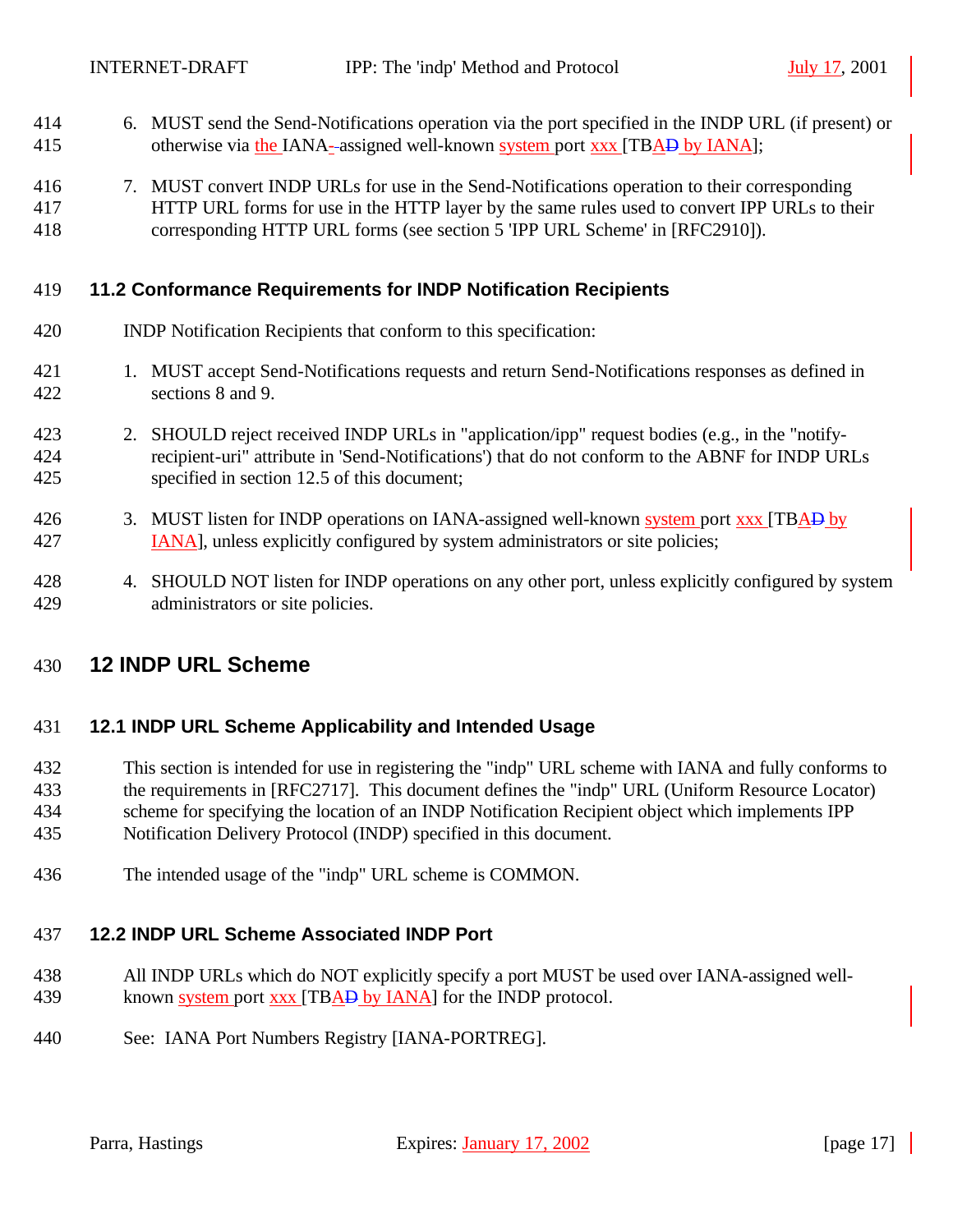6. MUST send the Send-Notifications operation via the port specified in the INDP URL (if present) or otherwise via the IANA-assigned well-known system port xxx [TBA by IANA];

7. MUST convert INDP URLs for use in the Send-Notifications operation to their corresponding HTTP URL forms for use in the HTTP layer by the same rules used to convert IPP URLs to their corresponding HTTP URL forms (see section 5 'IPP URL Scheme' in [RFC2910]).

### 11.2 Conformance Requirements for INDP Notification Recipients

INDP Notification Recipients that conform to this specification:

1. MUST accept Send-Notifications requests and return Send-Notifications responses as defined in sections 8 and 9.

2. SHOULD reject received INDP URLs in "application/ipp" request bodies (e.g., in the "notify-recipient-uri" attribute in 'Send-Notifications') that do not conform to the ABNF for INDP URLs specified in section 12.5 of this document;

3. MUST listen for INDP operations on IANA-assigned well-known system port xxx [TBA by IANA], unless explicitly configured by system administrators or site policies;

4. SHOULD NOT listen for INDP operations on any other port, unless explicitly configured by system administrators or site policies.

## 12 INDP URL Scheme

### 12.1 INDP URL Scheme Applicability and Intended Usage

This section is intended for use in registering the "indp" URL scheme with IANA and fully conforms to the requirements in [RFC2717]. This document defines the "indp" URL (Uniform Resource Locator) scheme for specifying the location of an INDP Notification Recipient object which implements IPP Notification Delivery Protocol (INDP) specified in this document.

The intended usage of the "indp" URL scheme is COMMON.

### 12.2 INDP URL Scheme Associated INDP Port

All INDP URLs which do NOT explicitly specify a port MUST be used over IANA-assigned well-known system port xxx [TBA by IANA] for the INDP protocol.

See: IANA Port Numbers Registry [IANA-PORTREG].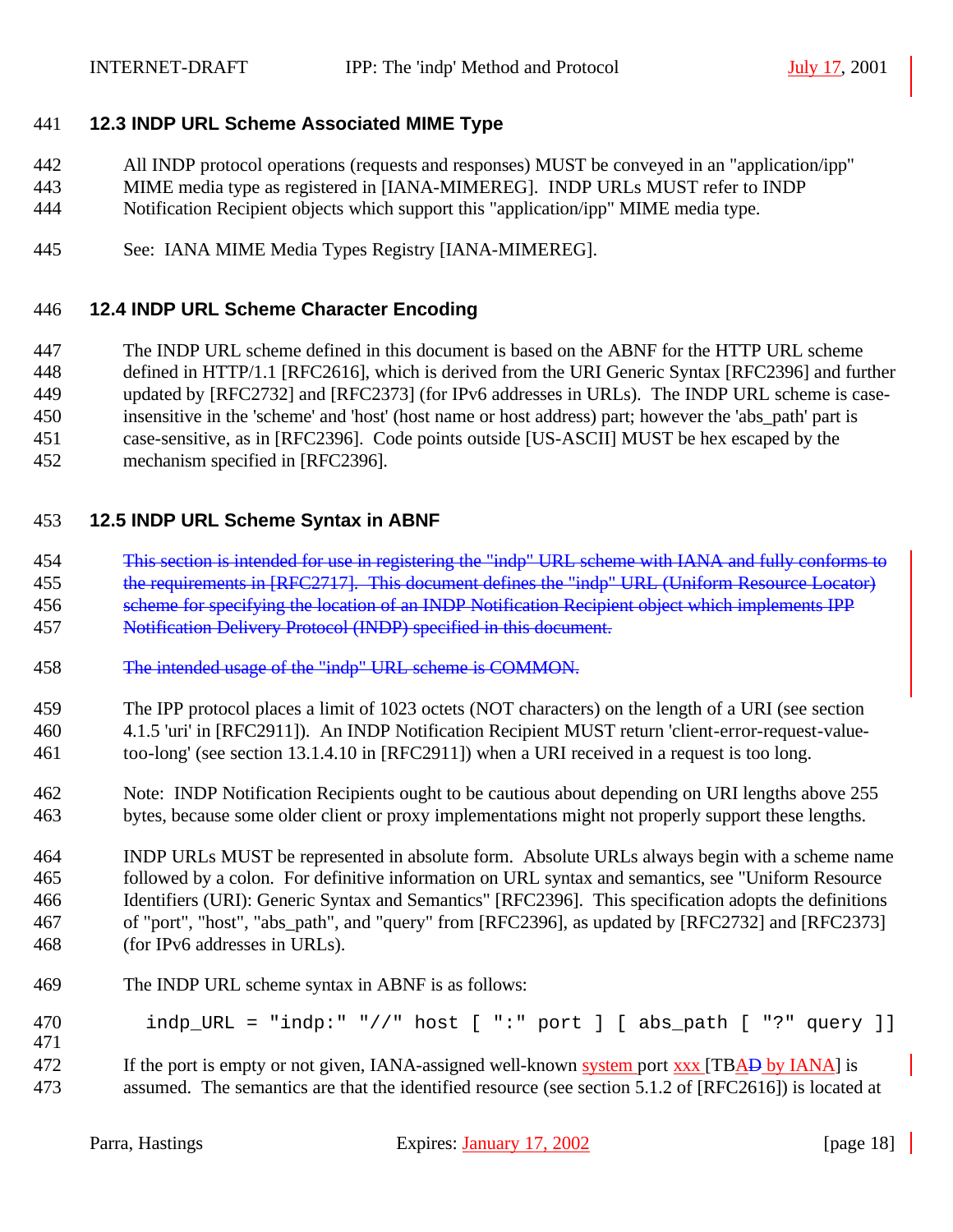### 12.3 INDP URL Scheme Associated MIME Type

All INDP protocol operations (requests and responses) MUST be conveyed in an "application/ipp" MIME media type as registered in [IANA-MIMEREG]. INDP URLs MUST refer to INDP Notification Recipient objects which support this "application/ipp" MIME media type.

See: IANA MIME Media Types Registry [IANA-MIMEREG].

### 12.4 INDP URL Scheme Character Encoding

The INDP URL scheme defined in this document is based on the ABNF for the HTTP URL scheme defined in HTTP/1.1 [RFC2616], which is derived from the URI Generic Syntax [RFC2396] and further updated by [RFC2732] and [RFC2373] (for IPv6 addresses in URLs). The INDP URL scheme is case-insensitive in the 'scheme' and 'host' (host name or host address) part; however the 'abs_path' part is case-sensitive, as in [RFC2396]. Code points outside [US-ASCII] MUST be hex escaped by the mechanism specified in [RFC2396].

### 12.5 INDP URL Scheme Syntax in ABNF

~~This section is intended for use in registering the "indp" URL scheme with IANA and fully conforms to the requirements in [RFC2717]. This document defines the "indp" URL (Uniform Resource Locator) scheme for specifying the location of an INDP Notification Recipient object which implements IPP Notification Delivery Protocol (INDP) specified in this document.~~

~~The intended usage of the "indp" URL scheme is COMMON.~~

The IPP protocol places a limit of 1023 octets (NOT characters) on the length of a URI (see section 4.1.5 'uri' in [RFC2911]). An INDP Notification Recipient MUST return 'client-error-request-value-too-long' (see section 13.1.4.10 in [RFC2911]) when a URI received in a request is too long.

Note: INDP Notification Recipients ought to be cautious about depending on URI lengths above 255 bytes, because some older client or proxy implementations might not properly support these lengths.

INDP URLs MUST be represented in absolute form. Absolute URLs always begin with a scheme name followed by a colon. For definitive information on URL syntax and semantics, see "Uniform Resource Identifiers (URI): Generic Syntax and Semantics" [RFC2396]. This specification adopts the definitions of "port", "host", "abs_path", and "query" from [RFC2396], as updated by [RFC2732] and [RFC2373] (for IPv6 addresses in URLs).

The INDP URL scheme syntax in ABNF is as follows:

```
  indp_URL = "indp:" "//" host [ ":" port ] [ abs_path [ "?" query ]]
```

If the port is empty or not given, IANA-assigned well-known system port xxx [TB~~AD~~ by IANA] is assumed. The semantics are that the identified resource (see section 5.1.2 of [RFC2616]) is located at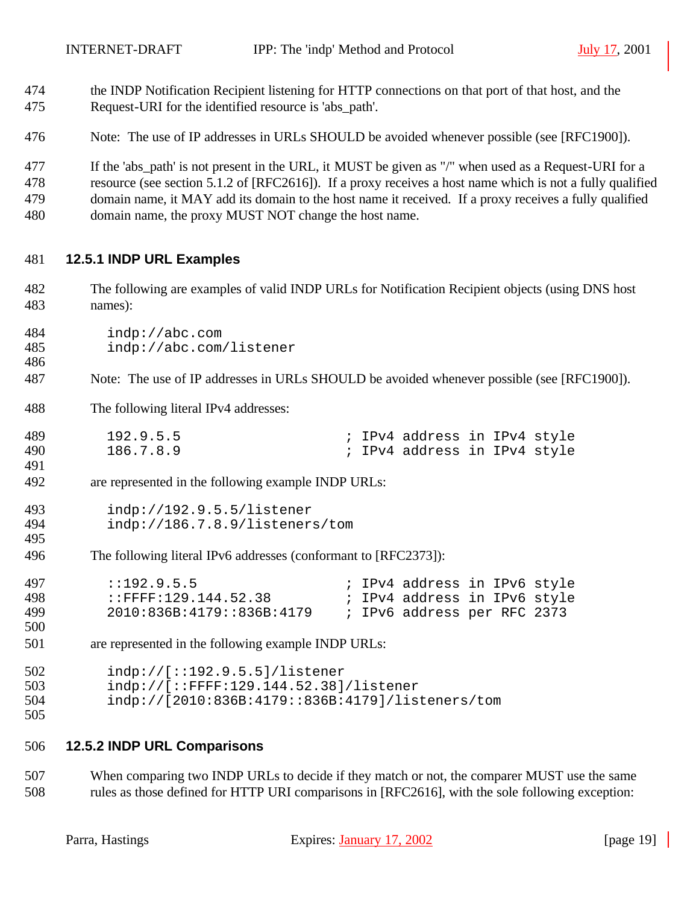the INDP Notification Recipient listening for HTTP connections on that port of that host, and the Request-URI for the identified resource is 'abs_path'.

Note: The use of IP addresses in URLs SHOULD be avoided whenever possible (see [RFC1900]).

If the 'abs_path' is not present in the URL, it MUST be given as "/" when used as a Request-URI for a resource (see section 5.1.2 of [RFC2616]). If a proxy receives a host name which is not a fully qualified domain name, it MAY add its domain to the host name it received. If a proxy receives a fully qualified domain name, the proxy MUST NOT change the host name.

### 12.5.1 INDP URL Examples

The following are examples of valid INDP URLs for Notification Recipient objects (using DNS host names):

```
indp://abc.com
indp://abc.com/listener
```

Note: The use of IP addresses in URLs SHOULD be avoided whenever possible (see [RFC1900]).

The following literal IPv4 addresses:

```
192.9.5.5                   ; IPv4 address in IPv4 style
186.7.8.9                   ; IPv4 address in IPv4 style
```

are represented in the following example INDP URLs:

```
indp://192.9.5.5/listener
indp://186.7.8.9/listeners/tom
```

The following literal IPv6 addresses (conformant to [RFC2373]):

```
::192.9.5.5                 ; IPv4 address in IPv6 style
::FFFF:129.144.52.38        ; IPv4 address in IPv6 style
2010:836B:4179::836B:4179   ; IPv6 address per RFC 2373
```

are represented in the following example INDP URLs:

```
indp://[::192.9.5.5]/listener
indp://[::FFFF:129.144.52.38]/listener
indp://[2010:836B:4179::836B:4179]/listeners/tom
```

### 12.5.2 INDP URL Comparisons

When comparing two INDP URLs to decide if they match or not, the comparer MUST use the same rules as those defined for HTTP URI comparisons in [RFC2616], with the sole following exception: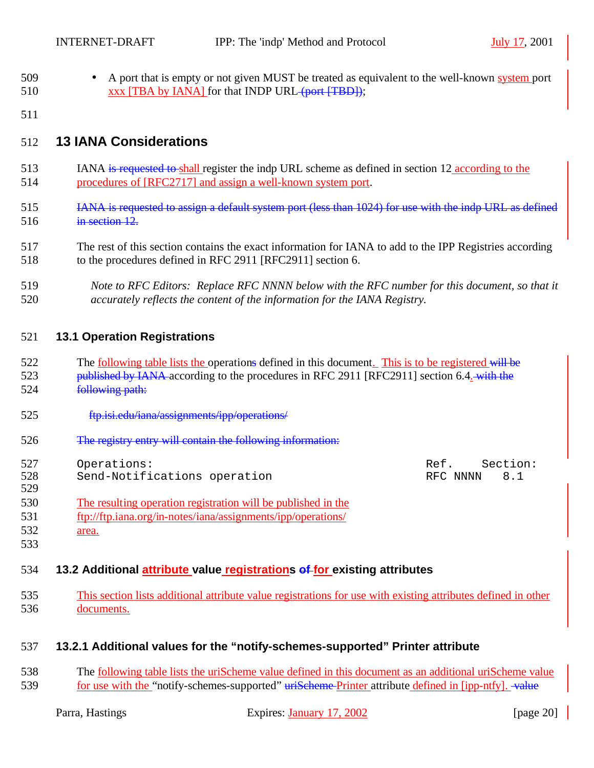- A port that is empty or not given MUST be treated as equivalent to the well-known system port xxx [TBA by IANA] for that INDP URL (port [TBD]);

## 13 IANA Considerations

IANA is requested to shall register the indp URL scheme as defined in section 12 according to the procedures of [RFC2717] and assign a well-known system port.

IANA is requested to assign a default system port (less than 1024) for use with the indp URL as defined in section 12.

The rest of this section contains the exact information for IANA to add to the IPP Registries according to the procedures defined in RFC 2911 [RFC2911] section 6.

*Note to RFC Editors: Replace RFC NNNN below with the RFC number for this document, so that it accurately reflects the content of the information for the IANA Registry.*

### 13.1 Operation Registrations

The following table lists the operations defined in this document. This is to be registered will be published by IANA according to the procedures in RFC 2911 [RFC2911] section 6.4. with the following path:

ftp.isi.edu/iana/assignments/ipp/operations/

The registry entry will contain the following information:

```
Operations:                                                 Ref.     Section:
Send-Notifications operation                                RFC NNNN   8.1
```

The resulting operation registration will be published in the ftp://ftp.iana.org/in-notes/iana/assignments/ipp/operations/ area.

### 13.2 Additional attribute value registrations of for existing attributes

This section lists additional attribute value registrations for use with existing attributes defined in other documents.

#### 13.2.1 Additional values for the “notify-schemes-supported” Printer attribute

The following table lists the uriScheme value defined in this document as an additional uriScheme value for use with the “notify-schemes-supported” uriScheme Printer attribute defined in [ipp-ntfy]. value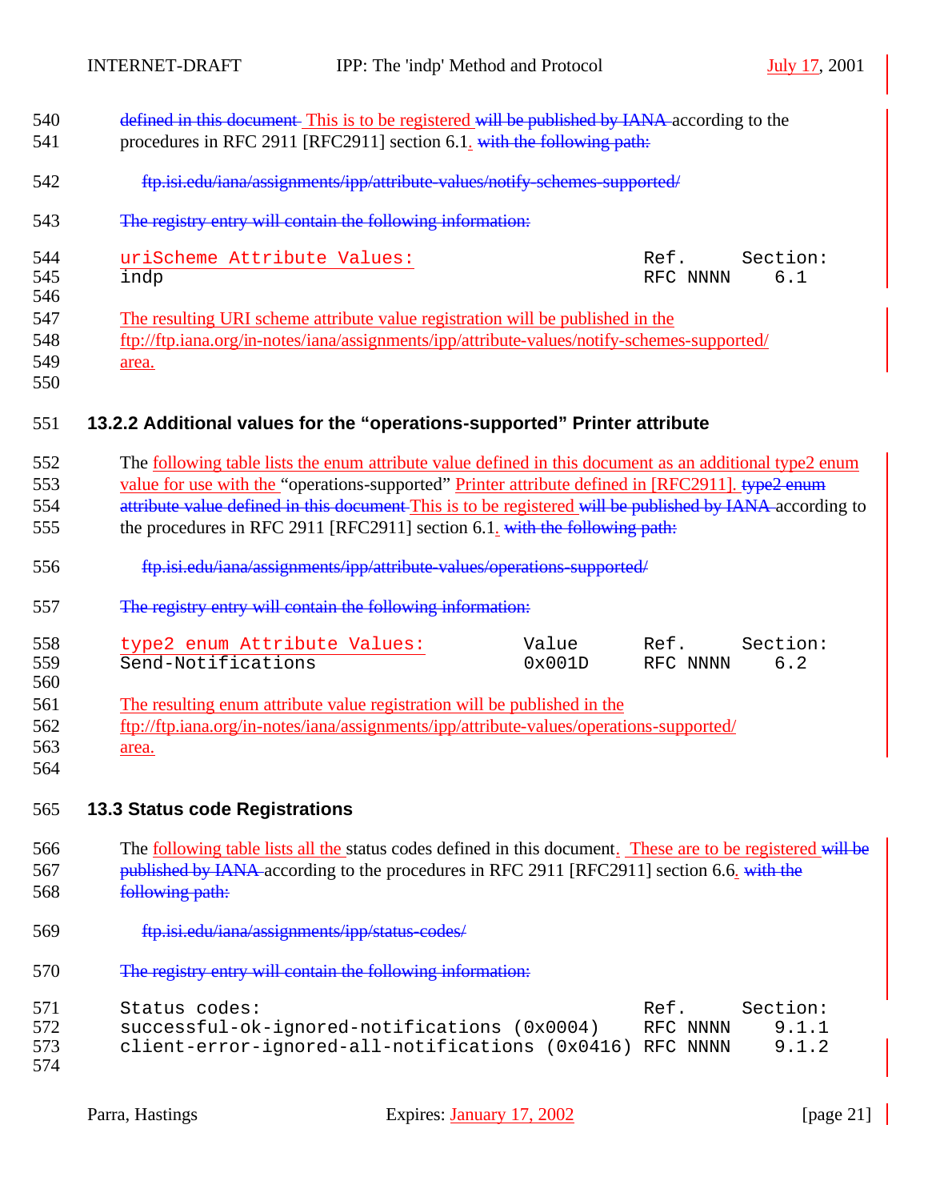defined in this document This is to be registered will be published by IANA according to the procedures in RFC 2911 [RFC2911] section 6.1. with the following path:

ftp.isi.edu/iana/assignments/ipp/attribute-values/notify-schemes-supported/

The registry entry will contain the following information:

```
uriScheme Attribute Values:                         Ref.      Section:
indp                                                RFC NNNN    6.1
```

The resulting URI scheme attribute value registration will be published in the ftp://ftp.iana.org/in-notes/iana/assignments/ipp/attribute-values/notify-schemes-supported/ area.

### 13.2.2 Additional values for the “operations-supported” Printer attribute

The following table lists the enum attribute value defined in this document as an additional type2 enum value for use with the “operations-supported” Printer attribute defined in [RFC2911]. type2 enum attribute value defined in this document This is to be registered will be published by IANA according to the procedures in RFC 2911 [RFC2911] section 6.1. with the following path:

ftp.isi.edu/iana/assignments/ipp/attribute-values/operations-supported/

The registry entry will contain the following information:

```
type2 enum Attribute Values:          Value      Ref.      Section:
Send-Notifications                    0x001D     RFC NNNN    6.2
```

The resulting enum attribute value registration will be published in the ftp://ftp.iana.org/in-notes/iana/assignments/ipp/attribute-values/operations-supported/ area.

## 13.3 Status code Registrations

The following table lists all the status codes defined in this document. These are to be registered will be published by IANA according to the procedures in RFC 2911 [RFC2911] section 6.6. with the following path:

ftp.isi.edu/iana/assignments/ipp/status-codes/

The registry entry will contain the following information:

```
Status codes:                                       Ref.      Section:
successful-ok-ignored-notifications (0x0004)        RFC NNNN    9.1.1
client-error-ignored-all-notifications (0x0416)     RFC NNNN    9.1.2
```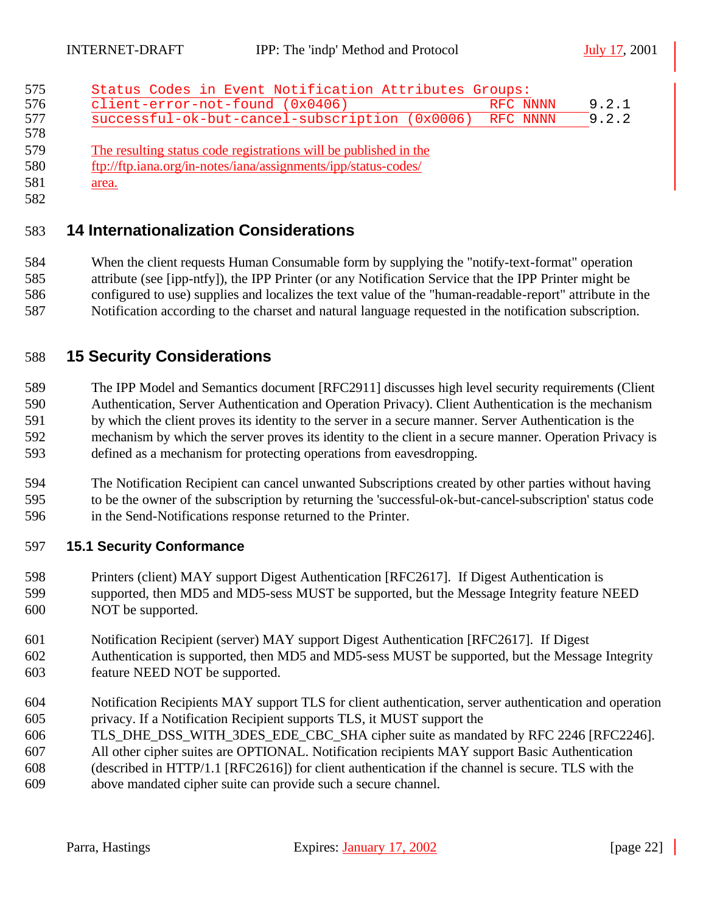```
Status Codes in Event Notification Attributes Groups:
client-error-not-found (0x0406)                    RFC NNNN     9.2.1
successful-ok-but-cancel-subscription (0x0006)     RFC NNNN     9.2.2
```

The resulting status code registrations will be published in the ftp://ftp.iana.org/in-notes/iana/assignments/ipp/status-codes/ area.

## 14 Internationalization Considerations

When the client requests Human Consumable form by supplying the "notify-text-format" operation attribute (see [ipp-ntfy]), the IPP Printer (or any Notification Service that the IPP Printer might be configured to use) supplies and localizes the text value of the "human-readable-report" attribute in the Notification according to the charset and natural language requested in the notification subscription.

## 15 Security Considerations

The IPP Model and Semantics document [RFC2911] discusses high level security requirements (Client Authentication, Server Authentication and Operation Privacy). Client Authentication is the mechanism by which the client proves its identity to the server in a secure manner. Server Authentication is the mechanism by which the server proves its identity to the client in a secure manner. Operation Privacy is defined as a mechanism for protecting operations from eavesdropping.

The Notification Recipient can cancel unwanted Subscriptions created by other parties without having to be the owner of the subscription by returning the 'successful-ok-but-cancel-subscription' status code in the Send-Notifications response returned to the Printer.

### 15.1 Security Conformance

Printers (client) MAY support Digest Authentication [RFC2617]. If Digest Authentication is supported, then MD5 and MD5-sess MUST be supported, but the Message Integrity feature NEED NOT be supported.

Notification Recipient (server) MAY support Digest Authentication [RFC2617]. If Digest Authentication is supported, then MD5 and MD5-sess MUST be supported, but the Message Integrity feature NEED NOT be supported.

Notification Recipients MAY support TLS for client authentication, server authentication and operation privacy. If a Notification Recipient supports TLS, it MUST support the TLS_DHE_DSS_WITH_3DES_EDE_CBC_SHA cipher suite as mandated by RFC 2246 [RFC2246]. All other cipher suites are OPTIONAL. Notification recipients MAY support Basic Authentication (described in HTTP/1.1 [RFC2616]) for client authentication if the channel is secure. TLS with the above mandated cipher suite can provide such a secure channel.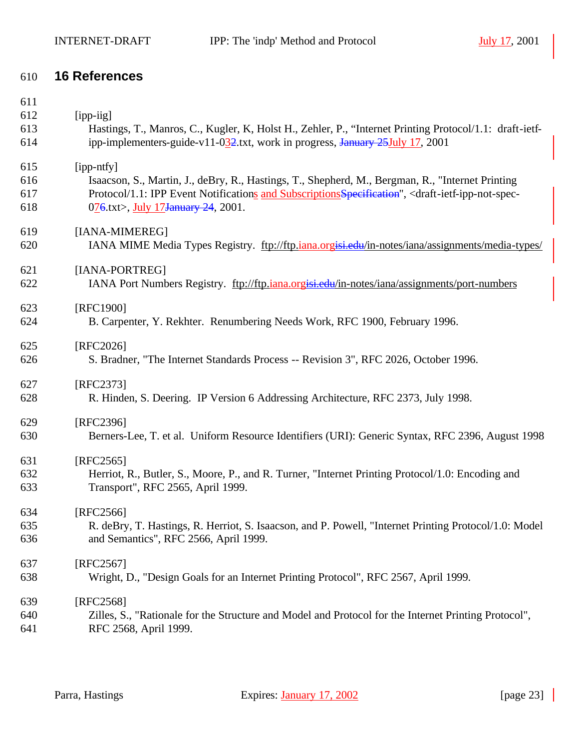# 16 References

[ipp-iig]
Hastings, T., Manros, C., Kugler, K, Holst H., Zehler, P., "Internet Printing Protocol/1.1: draft-ietf-ipp-implementers-guide-v11-032.txt, work in progress, January 25July 17, 2001

[ipp-ntfy]
Isaacson, S., Martin, J., deBry, R., Hastings, T., Shepherd, M., Bergman, R., "Internet Printing Protocol/1.1: IPP Event Notifications and SubscriptionsSpecification", <draft-ietf-ipp-not-spec-076.txt>, July 17January 24, 2001.

[IANA-MIMEREG]
IANA MIME Media Types Registry. ftp://ftp.iana.orgisi.edu/in-notes/iana/assignments/media-types/

[IANA-PORTREG]
IANA Port Numbers Registry. ftp://ftp.iana.orgisi.edu/in-notes/iana/assignments/port-numbers

[RFC1900]
B. Carpenter, Y. Rekhter. Renumbering Needs Work, RFC 1900, February 1996.

[RFC2026]
S. Bradner, "The Internet Standards Process -- Revision 3", RFC 2026, October 1996.

[RFC2373]
R. Hinden, S. Deering. IP Version 6 Addressing Architecture, RFC 2373, July 1998.

[RFC2396]
Berners-Lee, T. et al. Uniform Resource Identifiers (URI): Generic Syntax, RFC 2396, August 1998

[RFC2565]
Herriot, R., Butler, S., Moore, P., and R. Turner, "Internet Printing Protocol/1.0: Encoding and Transport", RFC 2565, April 1999.

[RFC2566]
R. deBry, T. Hastings, R. Herriot, S. Isaacson, and P. Powell, "Internet Printing Protocol/1.0: Model and Semantics", RFC 2566, April 1999.

[RFC2567]
Wright, D., "Design Goals for an Internet Printing Protocol", RFC 2567, April 1999.

[RFC2568]
Zilles, S., "Rationale for the Structure and Model and Protocol for the Internet Printing Protocol", RFC 2568, April 1999.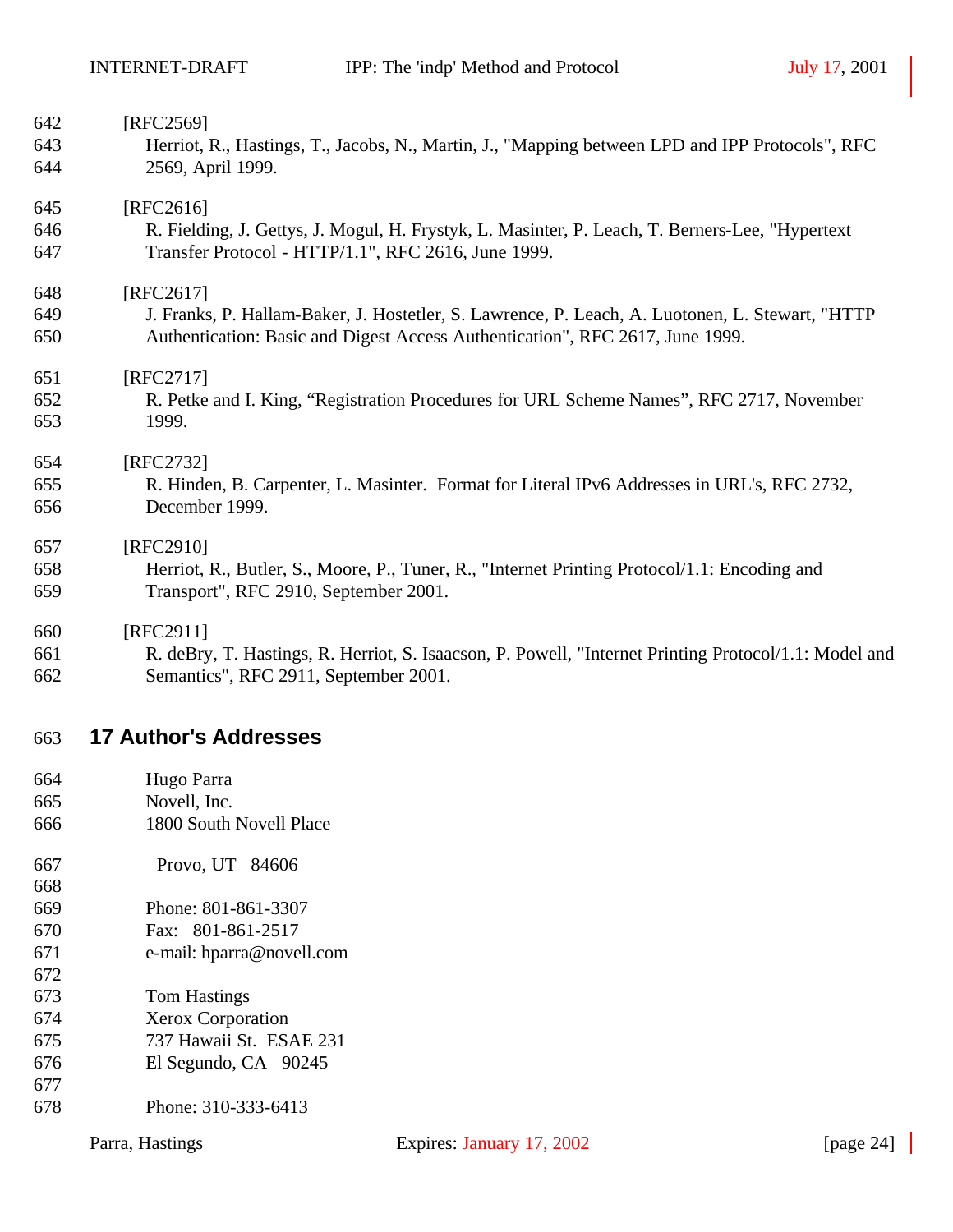[RFC2569]
Herriot, R., Hastings, T., Jacobs, N., Martin, J., "Mapping between LPD and IPP Protocols", RFC 2569, April 1999.

[RFC2616]
R. Fielding, J. Gettys, J. Mogul, H. Frystyk, L. Masinter, P. Leach, T. Berners-Lee, "Hypertext Transfer Protocol - HTTP/1.1", RFC 2616, June 1999.

[RFC2617]
J. Franks, P. Hallam-Baker, J. Hostetler, S. Lawrence, P. Leach, A. Luotonen, L. Stewart, "HTTP Authentication: Basic and Digest Access Authentication", RFC 2617, June 1999.

[RFC2717]
R. Petke and I. King, “Registration Procedures for URL Scheme Names”, RFC 2717, November 1999.

[RFC2732]
R. Hinden, B. Carpenter, L. Masinter. Format for Literal IPv6 Addresses in URL's, RFC 2732, December 1999.

[RFC2910]
Herriot, R., Butler, S., Moore, P., Tuner, R., "Internet Printing Protocol/1.1: Encoding and Transport", RFC 2910, September 2001.

[RFC2911]
R. deBry, T. Hastings, R. Herriot, S. Isaacson, P. Powell, "Internet Printing Protocol/1.1: Model and Semantics", RFC 2911, September 2001.

# 17 Author's Addresses

Hugo Parra
Novell, Inc.
1800 South Novell Place

Provo, UT 84606

Phone: 801-861-3307
Fax: 801-861-2517
e-mail: hparra@novell.com

Tom Hastings
Xerox Corporation
737 Hawaii St. ESAE 231
El Segundo, CA 90245

Phone: 310-333-6413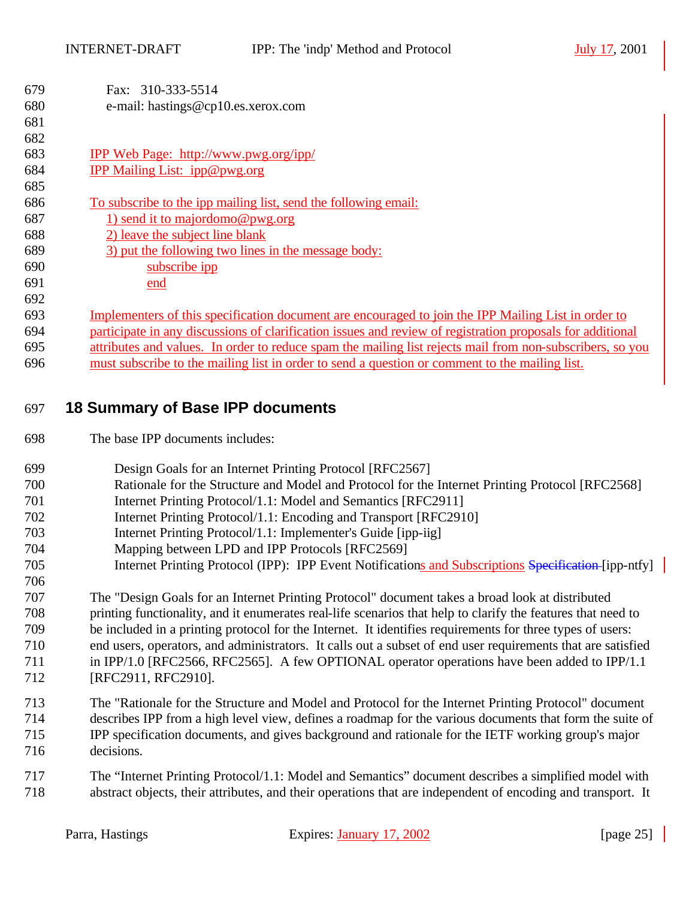Fax: 310-333-5514
e-mail: hastings@cp10.es.xerox.com

IPP Web Page: http://www.pwg.org/ipp/
IPP Mailing List: ipp@pwg.org

To subscribe to the ipp mailing list, send the following email:
1) send it to majordomo@pwg.org
2) leave the subject line blank
3) put the following two lines in the message body:
subscribe ipp
end

Implementers of this specification document are encouraged to join the IPP Mailing List in order to participate in any discussions of clarification issues and review of registration proposals for additional attributes and values. In order to reduce spam the mailing list rejects mail from non-subscribers, so you must subscribe to the mailing list in order to send a question or comment to the mailing list.

# 18 Summary of Base IPP documents

The base IPP documents includes:

Design Goals for an Internet Printing Protocol [RFC2567]
Rationale for the Structure and Model and Protocol for the Internet Printing Protocol [RFC2568]
Internet Printing Protocol/1.1: Model and Semantics [RFC2911]
Internet Printing Protocol/1.1: Encoding and Transport [RFC2910]
Internet Printing Protocol/1.1: Implementer's Guide [ipp-iig]
Mapping between LPD and IPP Protocols [RFC2569]
Internet Printing Protocol (IPP): IPP Event Notifications and Subscriptions ~~Specification~~ [ipp-ntfy]

The "Design Goals for an Internet Printing Protocol" document takes a broad look at distributed printing functionality, and it enumerates real-life scenarios that help to clarify the features that need to be included in a printing protocol for the Internet. It identifies requirements for three types of users: end users, operators, and administrators. It calls out a subset of end user requirements that are satisfied in IPP/1.0 [RFC2566, RFC2565]. A few OPTIONAL operator operations have been added to IPP/1.1 [RFC2911, RFC2910].

The "Rationale for the Structure and Model and Protocol for the Internet Printing Protocol" document describes IPP from a high level view, defines a roadmap for the various documents that form the suite of IPP specification documents, and gives background and rationale for the IETF working group's major decisions.

The "Internet Printing Protocol/1.1: Model and Semantics" document describes a simplified model with abstract objects, their attributes, and their operations that are independent of encoding and transport. It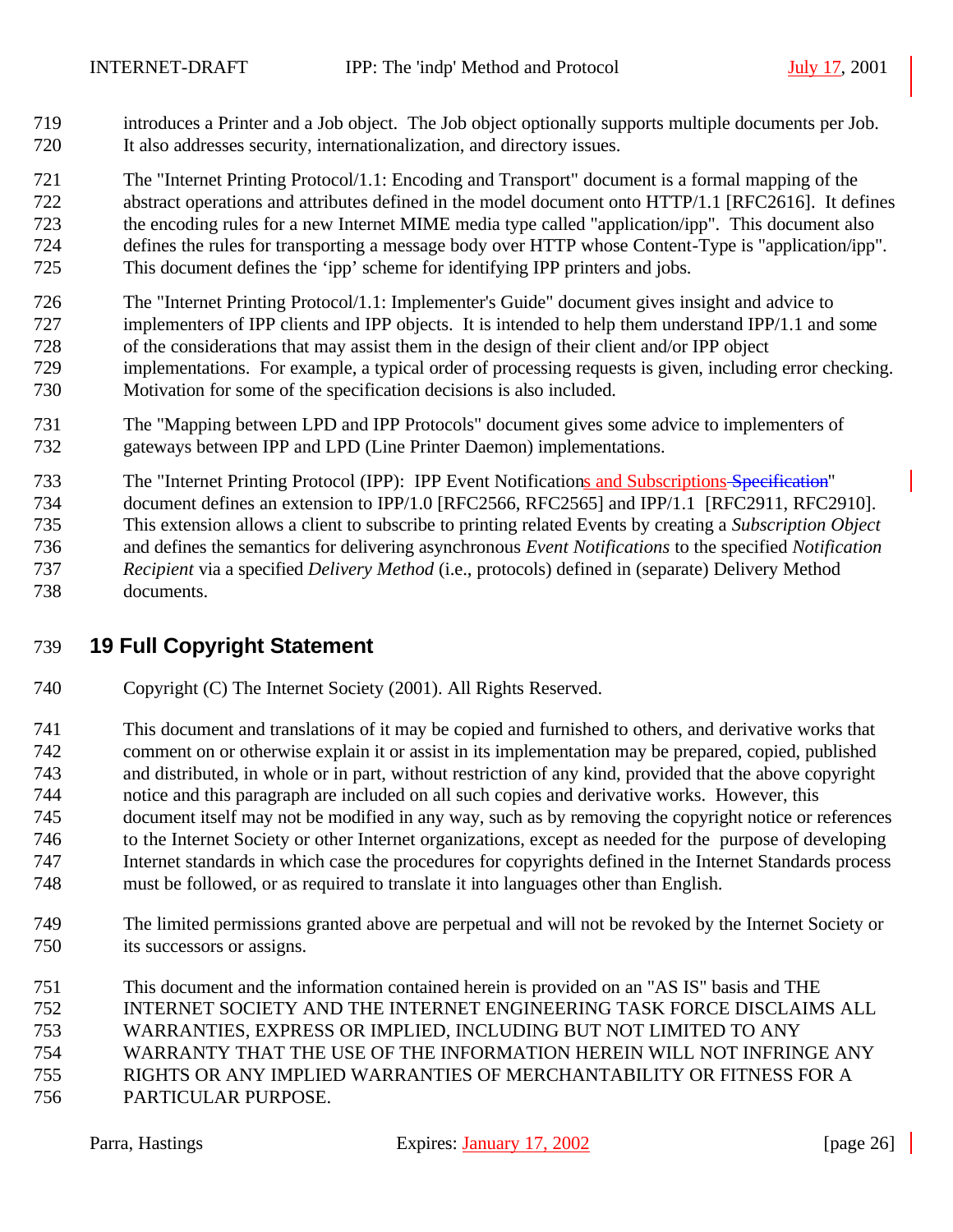introduces a Printer and a Job object. The Job object optionally supports multiple documents per Job. It also addresses security, internationalization, and directory issues.

The "Internet Printing Protocol/1.1: Encoding and Transport" document is a formal mapping of the abstract operations and attributes defined in the model document onto HTTP/1.1 [RFC2616]. It defines the encoding rules for a new Internet MIME media type called "application/ipp". This document also defines the rules for transporting a message body over HTTP whose Content-Type is "application/ipp". This document defines the 'ipp' scheme for identifying IPP printers and jobs.

The "Internet Printing Protocol/1.1: Implementer's Guide" document gives insight and advice to implementers of IPP clients and IPP objects. It is intended to help them understand IPP/1.1 and some of the considerations that may assist them in the design of their client and/or IPP object implementations. For example, a typical order of processing requests is given, including error checking. Motivation for some of the specification decisions is also included.

The "Mapping between LPD and IPP Protocols" document gives some advice to implementers of gateways between IPP and LPD (Line Printer Daemon) implementations.

The "Internet Printing Protocol (IPP): IPP Event Notifications and Subscriptions Specification" document defines an extension to IPP/1.0 [RFC2566, RFC2565] and IPP/1.1 [RFC2911, RFC2910]. This extension allows a client to subscribe to printing related Events by creating a *Subscription Object* and defines the semantics for delivering asynchronous *Event Notifications* to the specified *Notification Recipient* via a specified *Delivery Method* (i.e., protocols) defined in (separate) Delivery Method documents.

## 19 Full Copyright Statement

Copyright (C) The Internet Society (2001). All Rights Reserved.

This document and translations of it may be copied and furnished to others, and derivative works that comment on or otherwise explain it or assist in its implementation may be prepared, copied, published and distributed, in whole or in part, without restriction of any kind, provided that the above copyright notice and this paragraph are included on all such copies and derivative works. However, this document itself may not be modified in any way, such as by removing the copyright notice or references to the Internet Society or other Internet organizations, except as needed for the purpose of developing Internet standards in which case the procedures for copyrights defined in the Internet Standards process must be followed, or as required to translate it into languages other than English.

The limited permissions granted above are perpetual and will not be revoked by the Internet Society or its successors or assigns.

This document and the information contained herein is provided on an "AS IS" basis and THE INTERNET SOCIETY AND THE INTERNET ENGINEERING TASK FORCE DISCLAIMS ALL WARRANTIES, EXPRESS OR IMPLIED, INCLUDING BUT NOT LIMITED TO ANY WARRANTY THAT THE USE OF THE INFORMATION HEREIN WILL NOT INFRINGE ANY RIGHTS OR ANY IMPLIED WARRANTIES OF MERCHANTABILITY OR FITNESS FOR A PARTICULAR PURPOSE.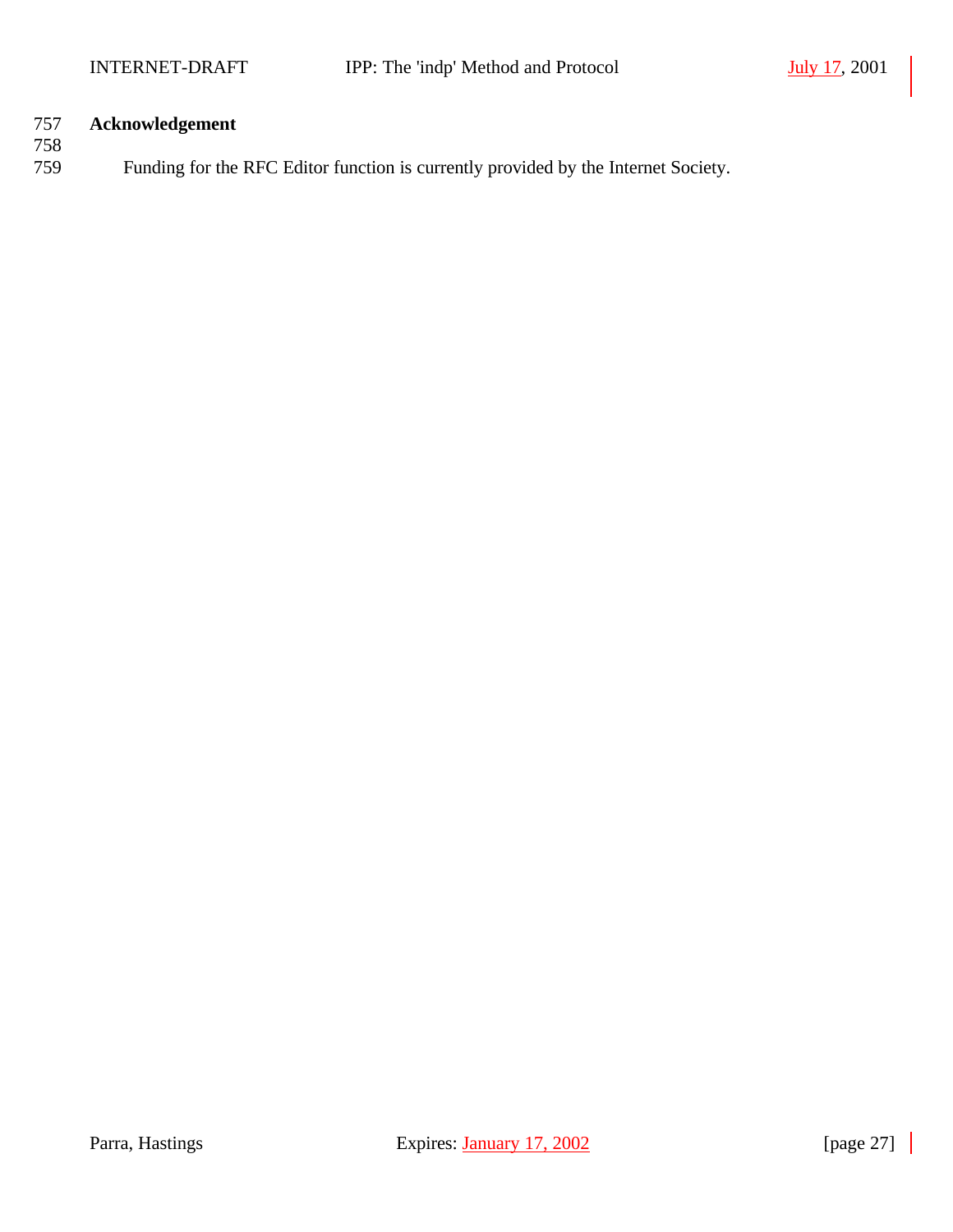## Acknowledgement

Funding for the RFC Editor function is currently provided by the Internet Society.